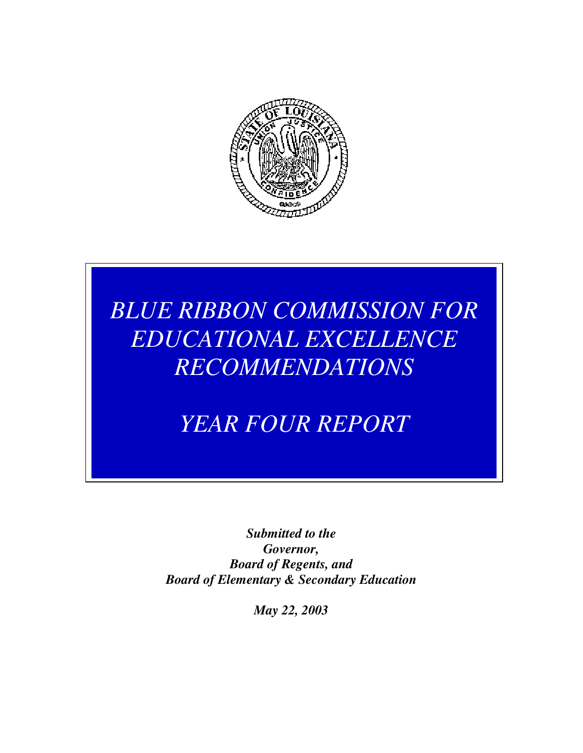# *BLUE RIBBON COMMISSION FOR EDUCATIONAL EXCELLENCE RECOMMENDATIONS*

# *YEAR FOUR REPORT*

***Submitted to the***
***Governor,***
***Board of Regents, and***
***Board of Elementary & Secondary Education***

***May 22, 2003***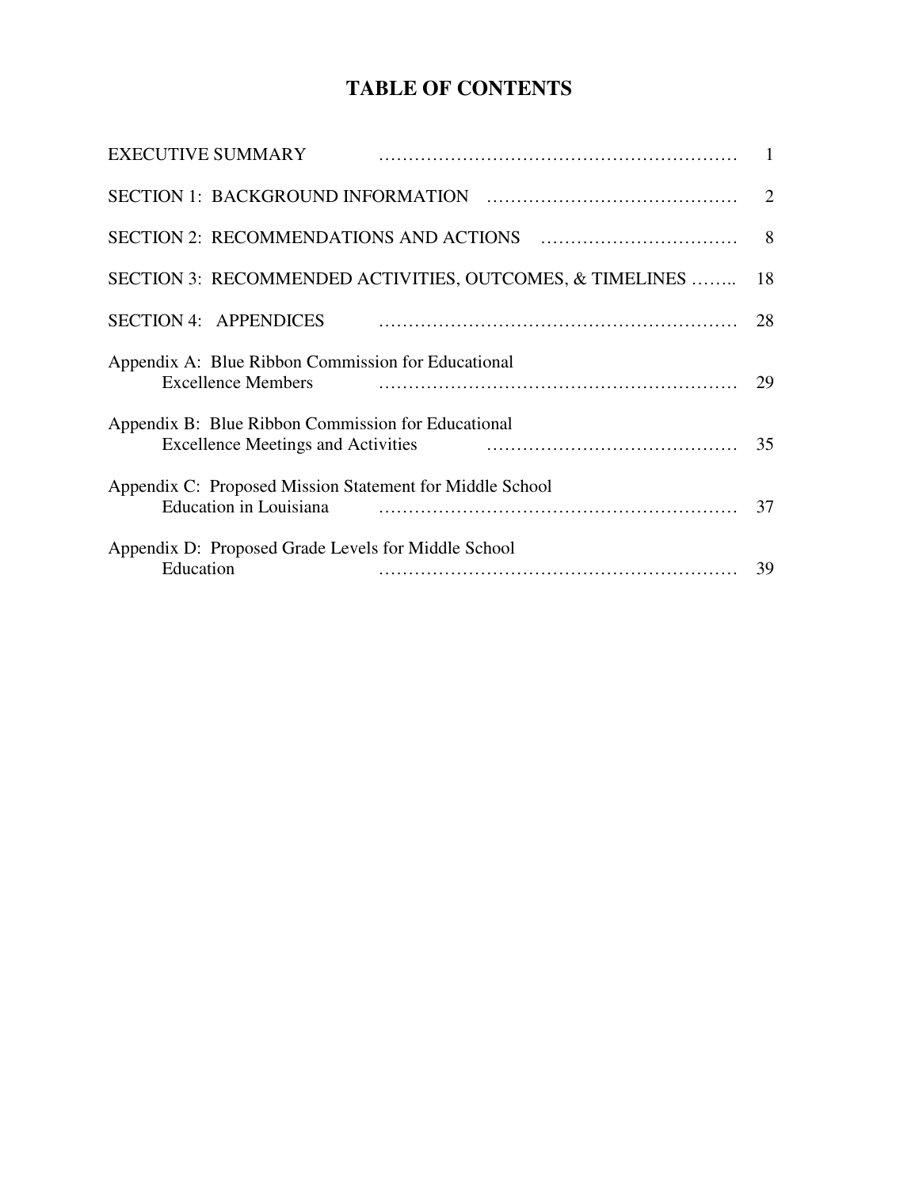# TABLE OF CONTENTS

| | |
|---|---|
| EXECUTIVE SUMMARY | 1 |
| SECTION 1: BACKGROUND INFORMATION | 2 |
| SECTION 2: RECOMMENDATIONS AND ACTIONS | 8 |
| SECTION 3: RECOMMENDED ACTIVITIES, OUTCOMES, & TIMELINES | 18 |
| SECTION 4: APPENDICES | 28 |
| Appendix A: Blue Ribbon Commission for Educational Excellence Members | 29 |
| Appendix B: Blue Ribbon Commission for Educational Excellence Meetings and Activities | 35 |
| Appendix C: Proposed Mission Statement for Middle School Education in Louisiana | 37 |
| Appendix D: Proposed Grade Levels for Middle School Education | 39 |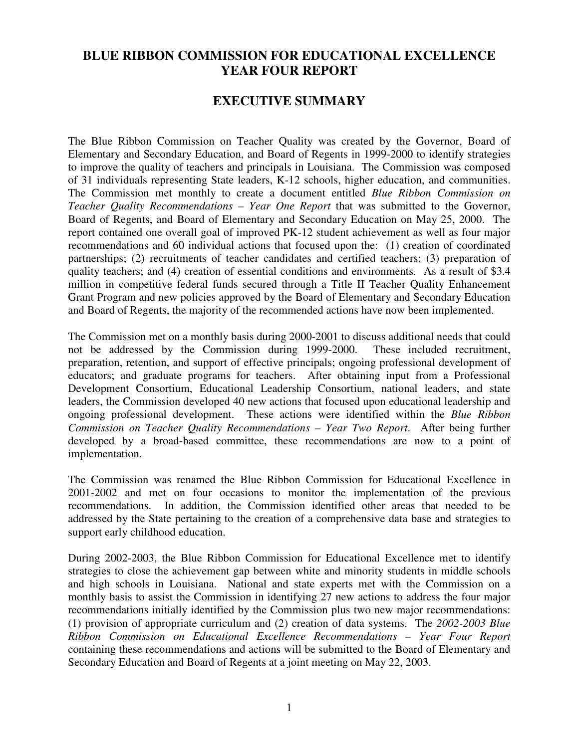# BLUE RIBBON COMMISSION FOR EDUCATIONAL EXCELLENCE YEAR FOUR REPORT

## EXECUTIVE SUMMARY

The Blue Ribbon Commission on Teacher Quality was created by the Governor, Board of Elementary and Secondary Education, and Board of Regents in 1999-2000 to identify strategies to improve the quality of teachers and principals in Louisiana. The Commission was composed of 31 individuals representing State leaders, K-12 schools, higher education, and communities. The Commission met monthly to create a document entitled *Blue Ribbon Commission on Teacher Quality Recommendations – Year One Report* that was submitted to the Governor, Board of Regents, and Board of Elementary and Secondary Education on May 25, 2000. The report contained one overall goal of improved PK-12 student achievement as well as four major recommendations and 60 individual actions that focused upon the: (1) creation of coordinated partnerships; (2) recruitments of teacher candidates and certified teachers; (3) preparation of quality teachers; and (4) creation of essential conditions and environments. As a result of $3.4 million in competitive federal funds secured through a Title II Teacher Quality Enhancement Grant Program and new policies approved by the Board of Elementary and Secondary Education and Board of Regents, the majority of the recommended actions have now been implemented.

The Commission met on a monthly basis during 2000-2001 to discuss additional needs that could not be addressed by the Commission during 1999-2000. These included recruitment, preparation, retention, and support of effective principals; ongoing professional development of educators; and graduate programs for teachers. After obtaining input from a Professional Development Consortium, Educational Leadership Consortium, national leaders, and state leaders, the Commission developed 40 new actions that focused upon educational leadership and ongoing professional development. These actions were identified within the *Blue Ribbon Commission on Teacher Quality Recommendations – Year Two Report*. After being further developed by a broad-based committee, these recommendations are now to a point of implementation.

The Commission was renamed the Blue Ribbon Commission for Educational Excellence in 2001-2002 and met on four occasions to monitor the implementation of the previous recommendations. In addition, the Commission identified other areas that needed to be addressed by the State pertaining to the creation of a comprehensive data base and strategies to support early childhood education.

During 2002-2003, the Blue Ribbon Commission for Educational Excellence met to identify strategies to close the achievement gap between white and minority students in middle schools and high schools in Louisiana. National and state experts met with the Commission on a monthly basis to assist the Commission in identifying 27 new actions to address the four major recommendations initially identified by the Commission plus two new major recommendations: (1) provision of appropriate curriculum and (2) creation of data systems. The *2002-2003 Blue Ribbon Commission on Educational Excellence Recommendations – Year Four Report* containing these recommendations and actions will be submitted to the Board of Elementary and Secondary Education and Board of Regents at a joint meeting on May 22, 2003.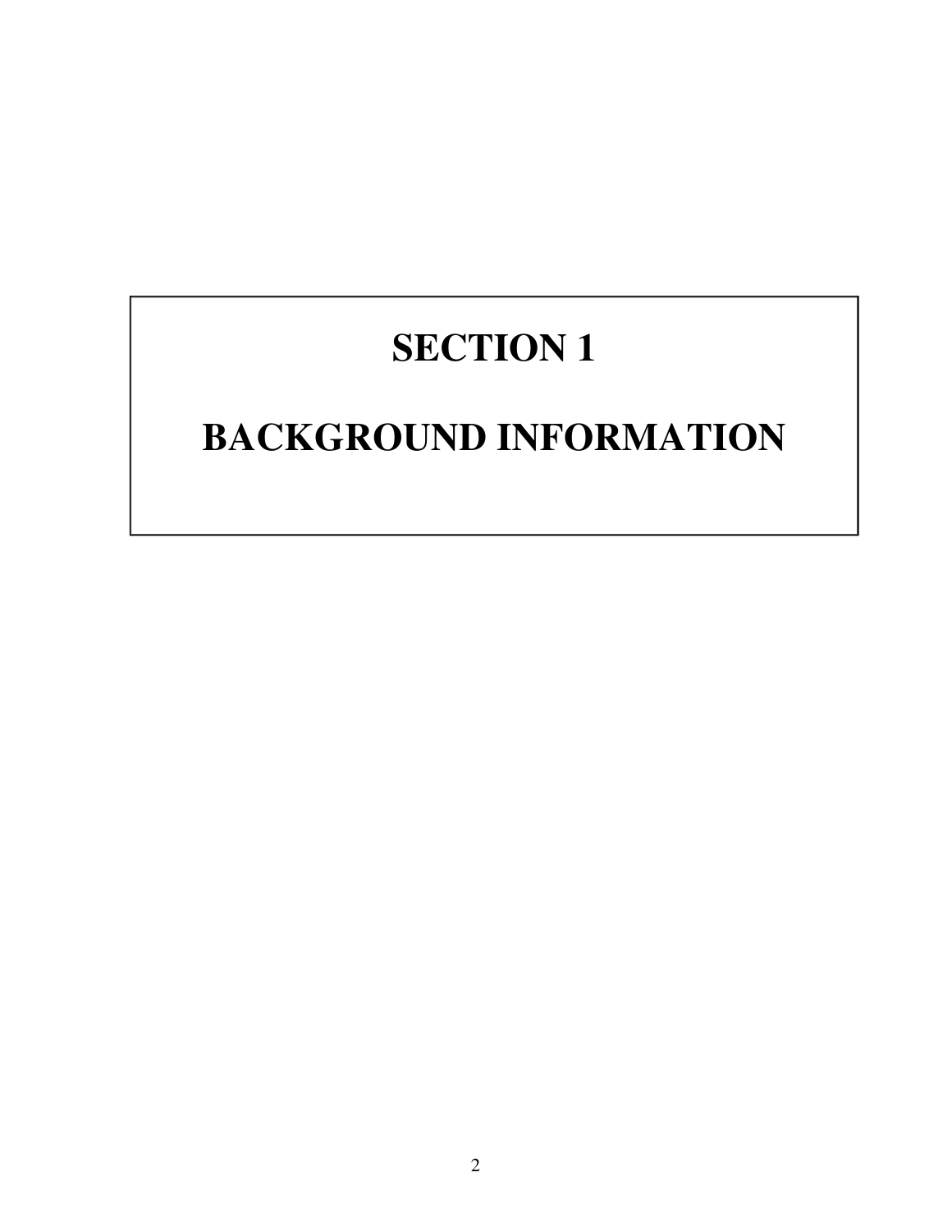# SECTION 1

# BACKGROUND INFORMATION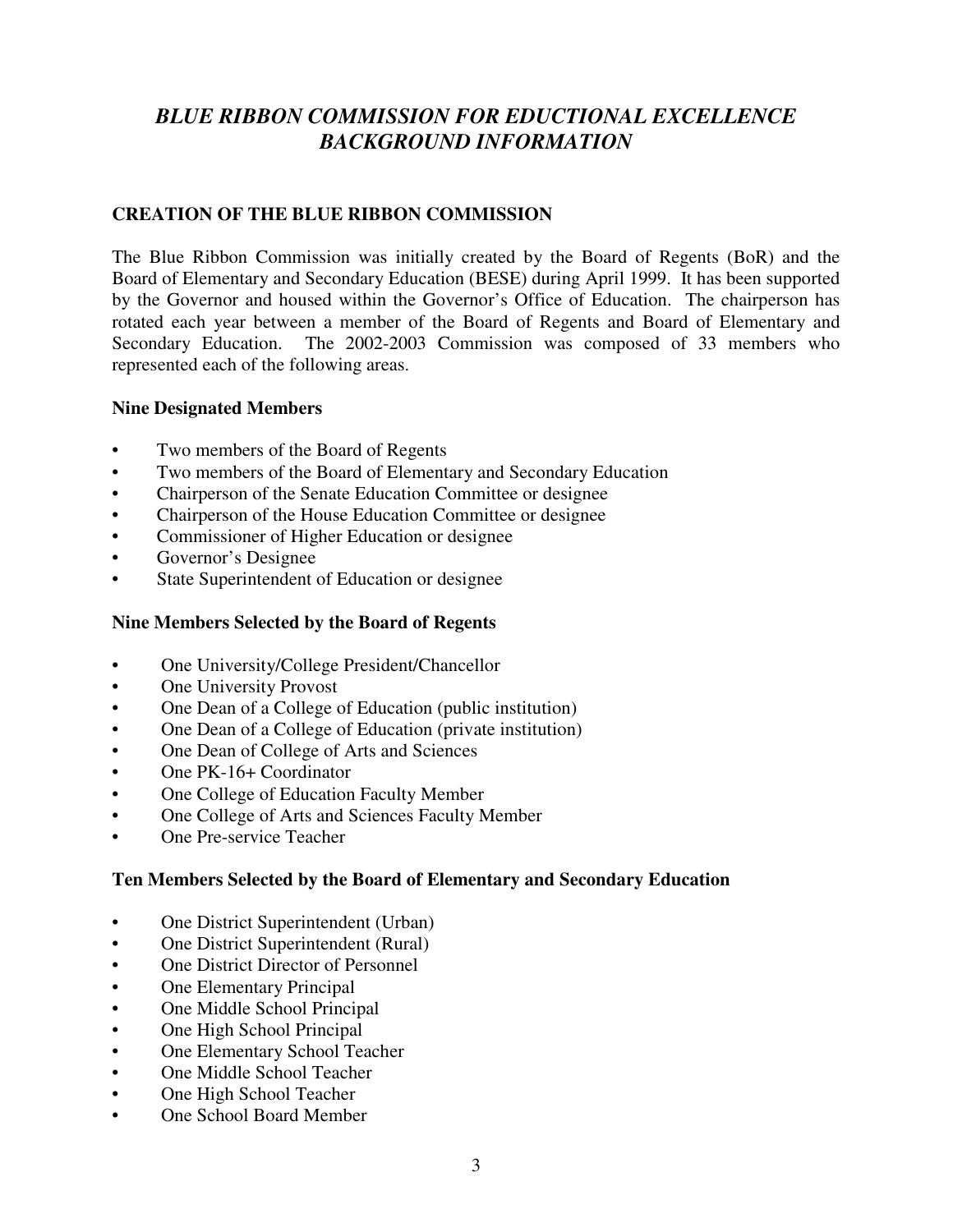# *BLUE RIBBON COMMISSION FOR EDUCTIONAL EXCELLENCE BACKGROUND INFORMATION*

## CREATION OF THE BLUE RIBBON COMMISSION

The Blue Ribbon Commission was initially created by the Board of Regents (BoR) and the Board of Elementary and Secondary Education (BESE) during April 1999. It has been supported by the Governor and housed within the Governor's Office of Education. The chairperson has rotated each year between a member of the Board of Regents and Board of Elementary and Secondary Education. The 2002-2003 Commission was composed of 33 members who represented each of the following areas.

### Nine Designated Members

- Two members of the Board of Regents
- Two members of the Board of Elementary and Secondary Education
- Chairperson of the Senate Education Committee or designee
- Chairperson of the House Education Committee or designee
- Commissioner of Higher Education or designee
- Governor's Designee
- State Superintendent of Education or designee

### Nine Members Selected by the Board of Regents

- One University/College President/Chancellor
- One University Provost
- One Dean of a College of Education (public institution)
- One Dean of a College of Education (private institution)
- One Dean of College of Arts and Sciences
- One PK-16+ Coordinator
- One College of Education Faculty Member
- One College of Arts and Sciences Faculty Member
- One Pre-service Teacher

### Ten Members Selected by the Board of Elementary and Secondary Education

- One District Superintendent (Urban)
- One District Superintendent (Rural)
- One District Director of Personnel
- One Elementary Principal
- One Middle School Principal
- One High School Principal
- One Elementary School Teacher
- One Middle School Teacher
- One High School Teacher
- One School Board Member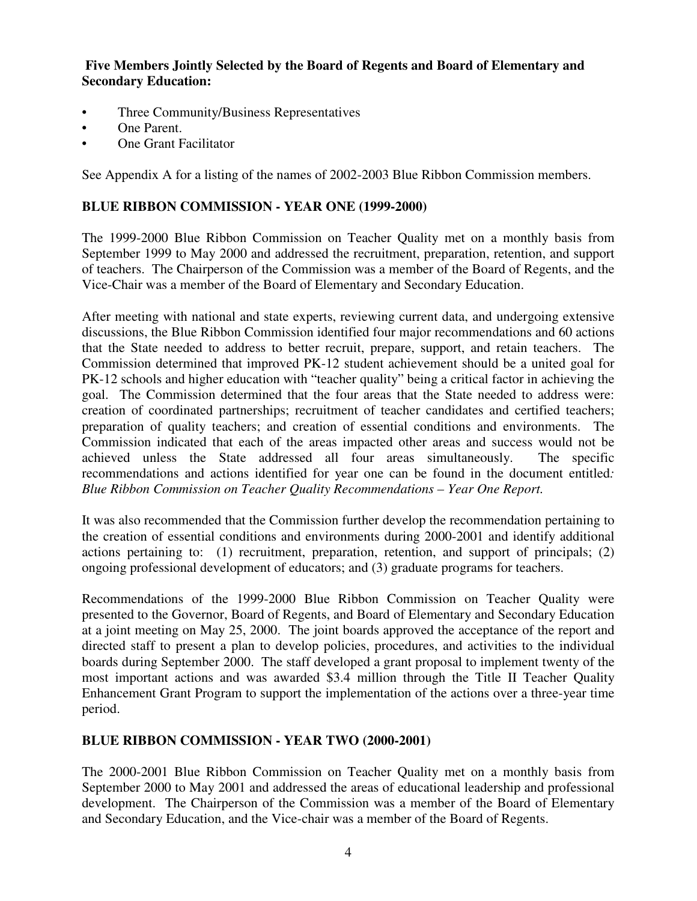**Five Members Jointly Selected by the Board of Regents and Board of Elementary and Secondary Education:**

- Three Community/Business Representatives
- One Parent.
- One Grant Facilitator

See Appendix A for a listing of the names of 2002-2003 Blue Ribbon Commission members.

## BLUE RIBBON COMMISSION - YEAR ONE (1999-2000)

The 1999-2000 Blue Ribbon Commission on Teacher Quality met on a monthly basis from September 1999 to May 2000 and addressed the recruitment, preparation, retention, and support of teachers. The Chairperson of the Commission was a member of the Board of Regents, and the Vice-Chair was a member of the Board of Elementary and Secondary Education.

After meeting with national and state experts, reviewing current data, and undergoing extensive discussions, the Blue Ribbon Commission identified four major recommendations and 60 actions that the State needed to address to better recruit, prepare, support, and retain teachers. The Commission determined that improved PK-12 student achievement should be a united goal for PK-12 schools and higher education with "teacher quality" being a critical factor in achieving the goal. The Commission determined that the four areas that the State needed to address were: creation of coordinated partnerships; recruitment of teacher candidates and certified teachers; preparation of quality teachers; and creation of essential conditions and environments. The Commission indicated that each of the areas impacted other areas and success would not be achieved unless the State addressed all four areas simultaneously. The specific recommendations and actions identified for year one can be found in the document entitled*: Blue Ribbon Commission on Teacher Quality Recommendations – Year One Report.*

It was also recommended that the Commission further develop the recommendation pertaining to the creation of essential conditions and environments during 2000-2001 and identify additional actions pertaining to: (1) recruitment, preparation, retention, and support of principals; (2) ongoing professional development of educators; and (3) graduate programs for teachers.

Recommendations of the 1999-2000 Blue Ribbon Commission on Teacher Quality were presented to the Governor, Board of Regents, and Board of Elementary and Secondary Education at a joint meeting on May 25, 2000. The joint boards approved the acceptance of the report and directed staff to present a plan to develop policies, procedures, and activities to the individual boards during September 2000. The staff developed a grant proposal to implement twenty of the most important actions and was awarded $3.4 million through the Title II Teacher Quality Enhancement Grant Program to support the implementation of the actions over a three-year time period.

## BLUE RIBBON COMMISSION - YEAR TWO (2000-2001)

The 2000-2001 Blue Ribbon Commission on Teacher Quality met on a monthly basis from September 2000 to May 2001 and addressed the areas of educational leadership and professional development. The Chairperson of the Commission was a member of the Board of Elementary and Secondary Education, and the Vice-chair was a member of the Board of Regents.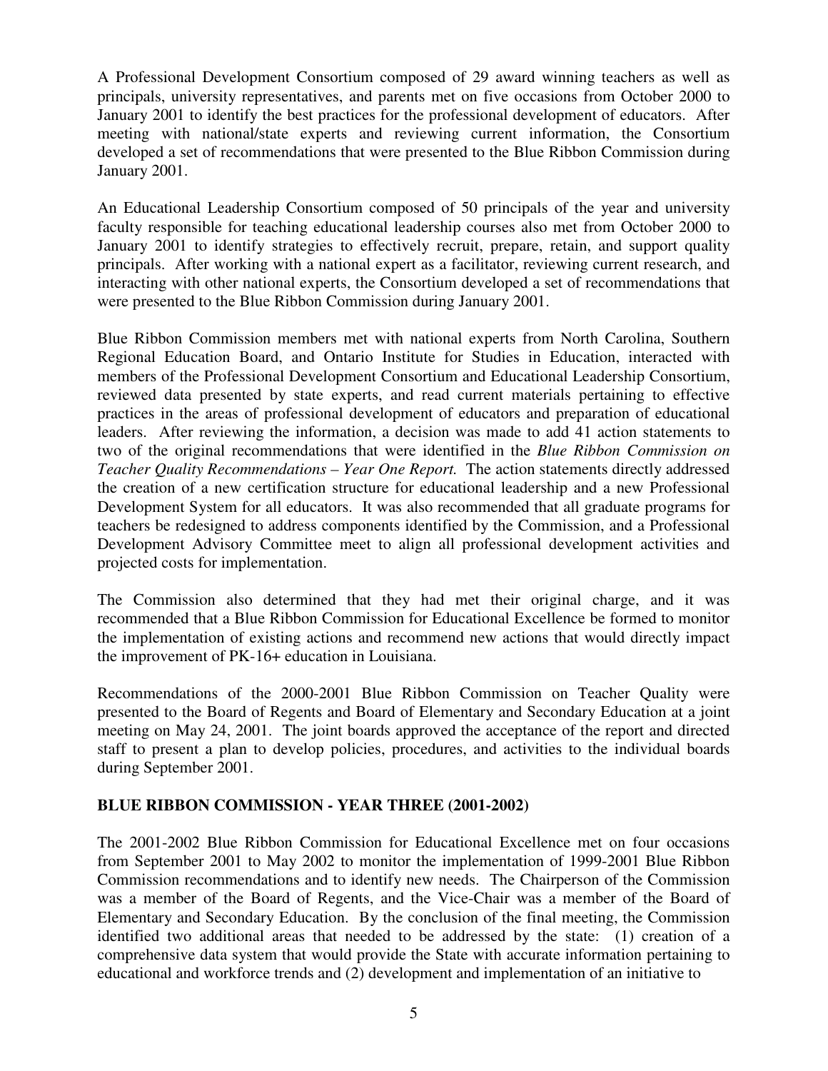A Professional Development Consortium composed of 29 award winning teachers as well as principals, university representatives, and parents met on five occasions from October 2000 to January 2001 to identify the best practices for the professional development of educators. After meeting with national/state experts and reviewing current information, the Consortium developed a set of recommendations that were presented to the Blue Ribbon Commission during January 2001.

An Educational Leadership Consortium composed of 50 principals of the year and university faculty responsible for teaching educational leadership courses also met from October 2000 to January 2001 to identify strategies to effectively recruit, prepare, retain, and support quality principals. After working with a national expert as a facilitator, reviewing current research, and interacting with other national experts, the Consortium developed a set of recommendations that were presented to the Blue Ribbon Commission during January 2001.

Blue Ribbon Commission members met with national experts from North Carolina, Southern Regional Education Board, and Ontario Institute for Studies in Education, interacted with members of the Professional Development Consortium and Educational Leadership Consortium, reviewed data presented by state experts, and read current materials pertaining to effective practices in the areas of professional development of educators and preparation of educational leaders. After reviewing the information, a decision was made to add 41 action statements to two of the original recommendations that were identified in the *Blue Ribbon Commission on Teacher Quality Recommendations – Year One Report.* The action statements directly addressed the creation of a new certification structure for educational leadership and a new Professional Development System for all educators. It was also recommended that all graduate programs for teachers be redesigned to address components identified by the Commission, and a Professional Development Advisory Committee meet to align all professional development activities and projected costs for implementation.

The Commission also determined that they had met their original charge, and it was recommended that a Blue Ribbon Commission for Educational Excellence be formed to monitor the implementation of existing actions and recommend new actions that would directly impact the improvement of PK-16+ education in Louisiana.

Recommendations of the 2000-2001 Blue Ribbon Commission on Teacher Quality were presented to the Board of Regents and Board of Elementary and Secondary Education at a joint meeting on May 24, 2001. The joint boards approved the acceptance of the report and directed staff to present a plan to develop policies, procedures, and activities to the individual boards during September 2001.

**BLUE RIBBON COMMISSION - YEAR THREE (2001-2002)**

The 2001-2002 Blue Ribbon Commission for Educational Excellence met on four occasions from September 2001 to May 2002 to monitor the implementation of 1999-2001 Blue Ribbon Commission recommendations and to identify new needs. The Chairperson of the Commission was a member of the Board of Regents, and the Vice-Chair was a member of the Board of Elementary and Secondary Education. By the conclusion of the final meeting, the Commission identified two additional areas that needed to be addressed by the state: (1) creation of a comprehensive data system that would provide the State with accurate information pertaining to educational and workforce trends and (2) development and implementation of an initiative to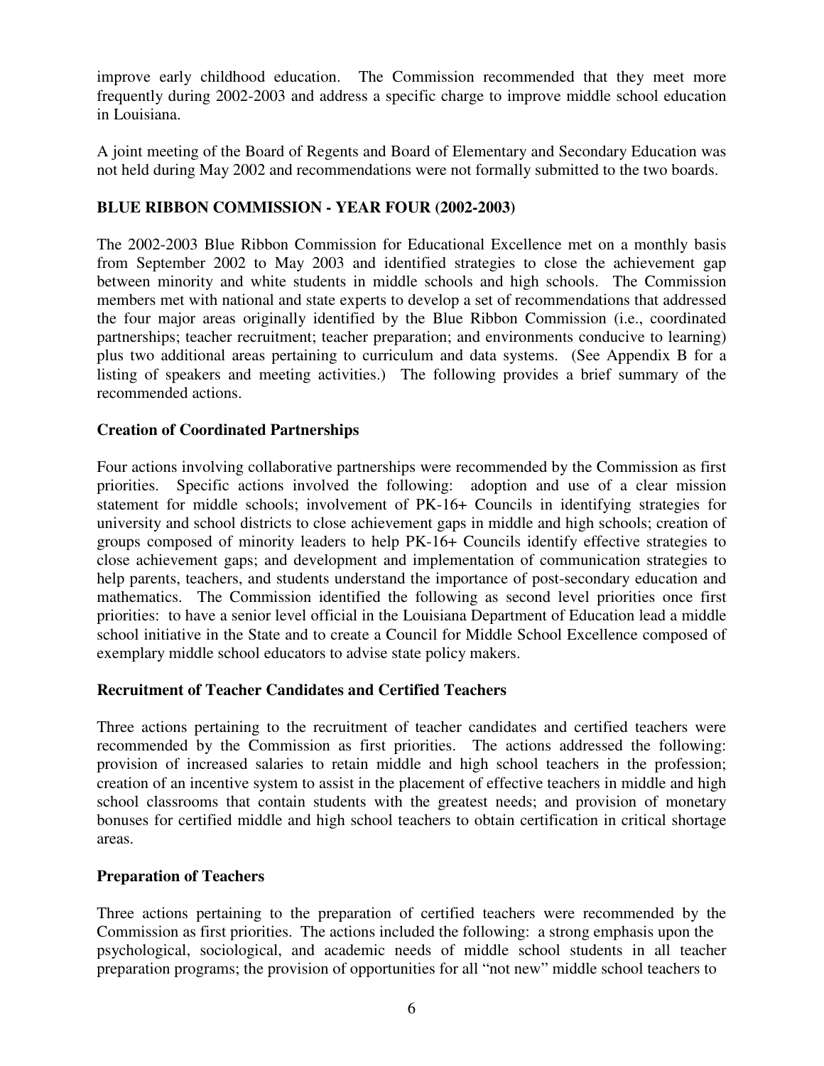improve early childhood education. The Commission recommended that they meet more frequently during 2002-2003 and address a specific charge to improve middle school education in Louisiana.

A joint meeting of the Board of Regents and Board of Elementary and Secondary Education was not held during May 2002 and recommendations were not formally submitted to the two boards.

## BLUE RIBBON COMMISSION - YEAR FOUR (2002-2003)

The 2002-2003 Blue Ribbon Commission for Educational Excellence met on a monthly basis from September 2002 to May 2003 and identified strategies to close the achievement gap between minority and white students in middle schools and high schools. The Commission members met with national and state experts to develop a set of recommendations that addressed the four major areas originally identified by the Blue Ribbon Commission (i.e., coordinated partnerships; teacher recruitment; teacher preparation; and environments conducive to learning) plus two additional areas pertaining to curriculum and data systems. (See Appendix B for a listing of speakers and meeting activities.) The following provides a brief summary of the recommended actions.

### Creation of Coordinated Partnerships

Four actions involving collaborative partnerships were recommended by the Commission as first priorities. Specific actions involved the following: adoption and use of a clear mission statement for middle schools; involvement of PK-16+ Councils in identifying strategies for university and school districts to close achievement gaps in middle and high schools; creation of groups composed of minority leaders to help PK-16+ Councils identify effective strategies to close achievement gaps; and development and implementation of communication strategies to help parents, teachers, and students understand the importance of post-secondary education and mathematics. The Commission identified the following as second level priorities once first priorities: to have a senior level official in the Louisiana Department of Education lead a middle school initiative in the State and to create a Council for Middle School Excellence composed of exemplary middle school educators to advise state policy makers.

### Recruitment of Teacher Candidates and Certified Teachers

Three actions pertaining to the recruitment of teacher candidates and certified teachers were recommended by the Commission as first priorities. The actions addressed the following: provision of increased salaries to retain middle and high school teachers in the profession; creation of an incentive system to assist in the placement of effective teachers in middle and high school classrooms that contain students with the greatest needs; and provision of monetary bonuses for certified middle and high school teachers to obtain certification in critical shortage areas.

### Preparation of Teachers

Three actions pertaining to the preparation of certified teachers were recommended by the Commission as first priorities. The actions included the following: a strong emphasis upon the psychological, sociological, and academic needs of middle school students in all teacher preparation programs; the provision of opportunities for all "not new" middle school teachers to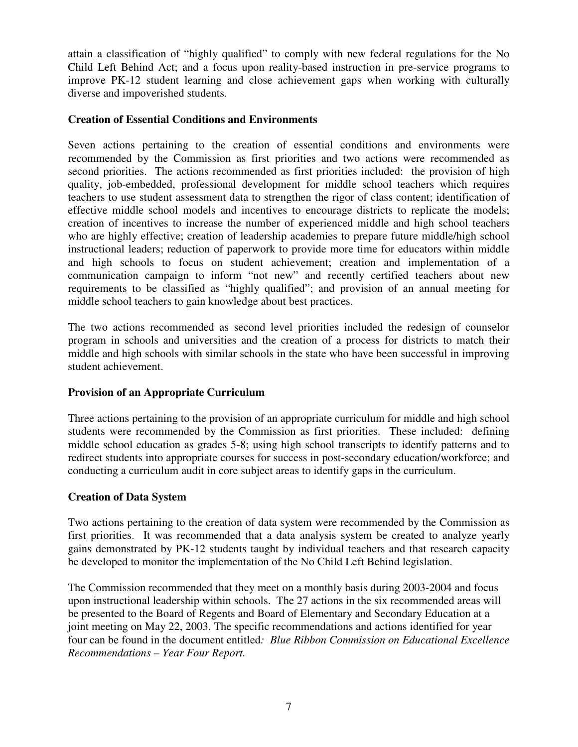attain a classification of "highly qualified" to comply with new federal regulations for the No Child Left Behind Act; and a focus upon reality-based instruction in pre-service programs to improve PK-12 student learning and close achievement gaps when working with culturally diverse and impoverished students.

**Creation of Essential Conditions and Environments**

Seven actions pertaining to the creation of essential conditions and environments were recommended by the Commission as first priorities and two actions were recommended as second priorities. The actions recommended as first priorities included: the provision of high quality, job-embedded, professional development for middle school teachers which requires teachers to use student assessment data to strengthen the rigor of class content; identification of effective middle school models and incentives to encourage districts to replicate the models; creation of incentives to increase the number of experienced middle and high school teachers who are highly effective; creation of leadership academies to prepare future middle/high school instructional leaders; reduction of paperwork to provide more time for educators within middle and high schools to focus on student achievement; creation and implementation of a communication campaign to inform "not new" and recently certified teachers about new requirements to be classified as "highly qualified"; and provision of an annual meeting for middle school teachers to gain knowledge about best practices.

The two actions recommended as second level priorities included the redesign of counselor program in schools and universities and the creation of a process for districts to match their middle and high schools with similar schools in the state who have been successful in improving student achievement.

**Provision of an Appropriate Curriculum**

Three actions pertaining to the provision of an appropriate curriculum for middle and high school students were recommended by the Commission as first priorities. These included: defining middle school education as grades 5-8; using high school transcripts to identify patterns and to redirect students into appropriate courses for success in post-secondary education/workforce; and conducting a curriculum audit in core subject areas to identify gaps in the curriculum.

**Creation of Data System**

Two actions pertaining to the creation of data system were recommended by the Commission as first priorities. It was recommended that a data analysis system be created to analyze yearly gains demonstrated by PK-12 students taught by individual teachers and that research capacity be developed to monitor the implementation of the No Child Left Behind legislation.

The Commission recommended that they meet on a monthly basis during 2003-2004 and focus upon instructional leadership within schools. The 27 actions in the six recommended areas will be presented to the Board of Regents and Board of Elementary and Secondary Education at a joint meeting on May 22, 2003. The specific recommendations and actions identified for year four can be found in the document entitled*: Blue Ribbon Commission on Educational Excellence Recommendations – Year Four Report.*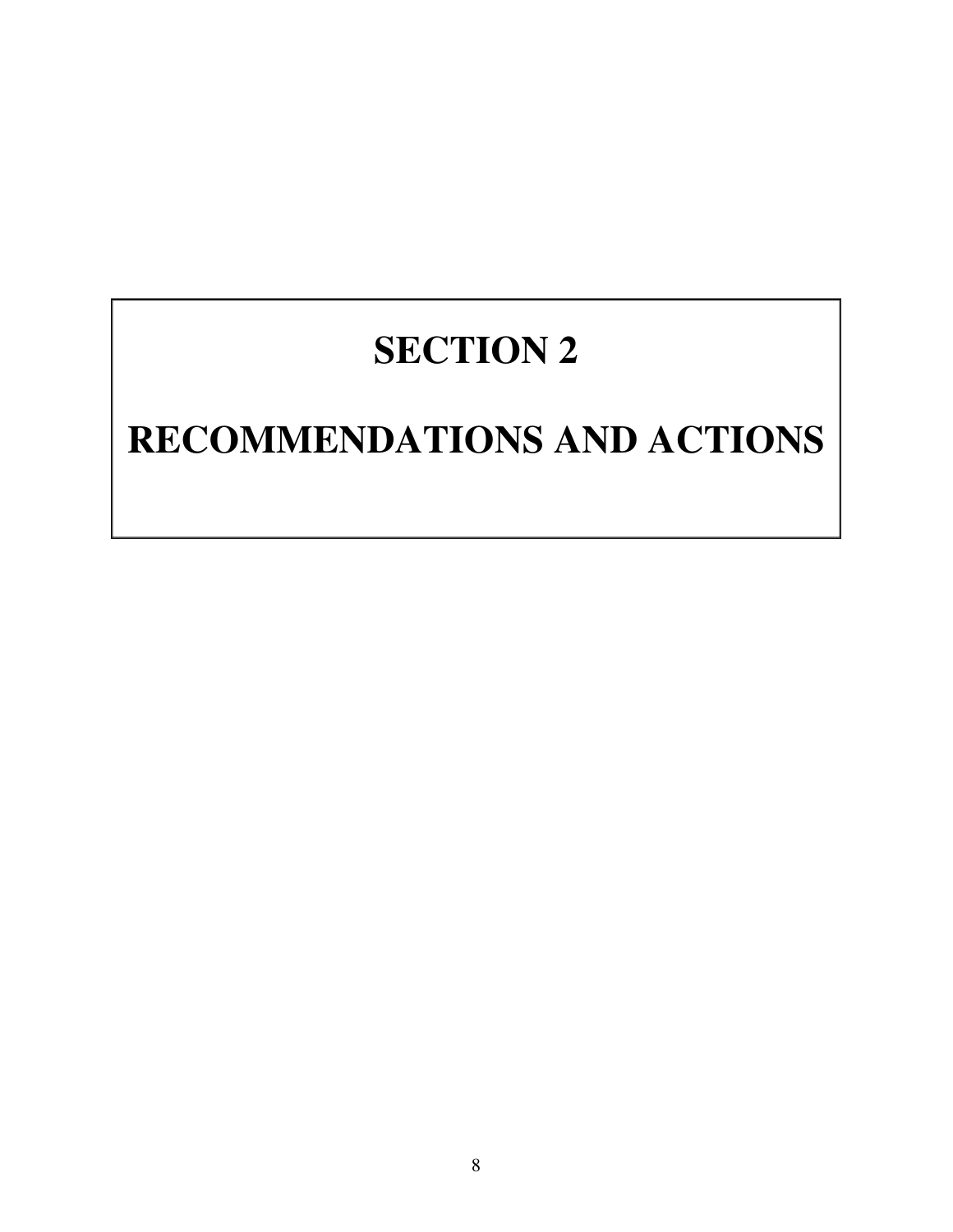# SECTION 2

# RECOMMENDATIONS AND ACTIONS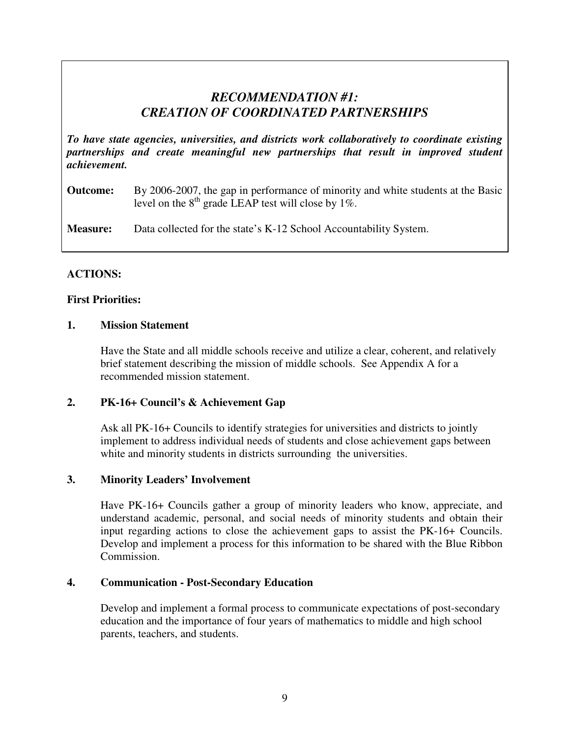## *RECOMMENDATION #1: CREATION OF COORDINATED PARTNERSHIPS*

***To have state agencies, universities, and districts work collaboratively to coordinate existing partnerships and create meaningful new partnerships that result in improved student achievement.***

**Outcome:** By 2006-2007, the gap in performance of minority and white students at the Basic level on the 8th grade LEAP test will close by 1%.

**Measure:** Data collected for the state's K-12 School Accountability System.

**ACTIONS:**

**First Priorities:**

**1. Mission Statement**

Have the State and all middle schools receive and utilize a clear, coherent, and relatively brief statement describing the mission of middle schools. See Appendix A for a recommended mission statement.

**2. PK-16+ Council's & Achievement Gap**

Ask all PK-16+ Councils to identify strategies for universities and districts to jointly implement to address individual needs of students and close achievement gaps between white and minority students in districts surrounding the universities.

**3. Minority Leaders' Involvement**

Have PK-16+ Councils gather a group of minority leaders who know, appreciate, and understand academic, personal, and social needs of minority students and obtain their input regarding actions to close the achievement gaps to assist the PK-16+ Councils. Develop and implement a process for this information to be shared with the Blue Ribbon Commission.

**4. Communication - Post-Secondary Education**

Develop and implement a formal process to communicate expectations of post-secondary education and the importance of four years of mathematics to middle and high school parents, teachers, and students.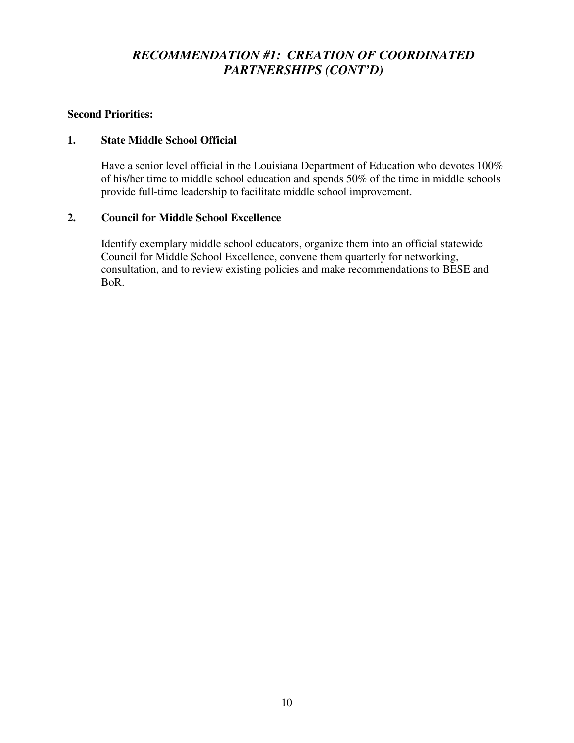## *RECOMMENDATION #1: CREATION OF COORDINATED PARTNERSHIPS (CONT'D)*

**Second Priorities:**

**1. State Middle School Official**

Have a senior level official in the Louisiana Department of Education who devotes 100% of his/her time to middle school education and spends 50% of the time in middle schools provide full-time leadership to facilitate middle school improvement.

**2. Council for Middle School Excellence**

Identify exemplary middle school educators, organize them into an official statewide Council for Middle School Excellence, convene them quarterly for networking, consultation, and to review existing policies and make recommendations to BESE and BoR.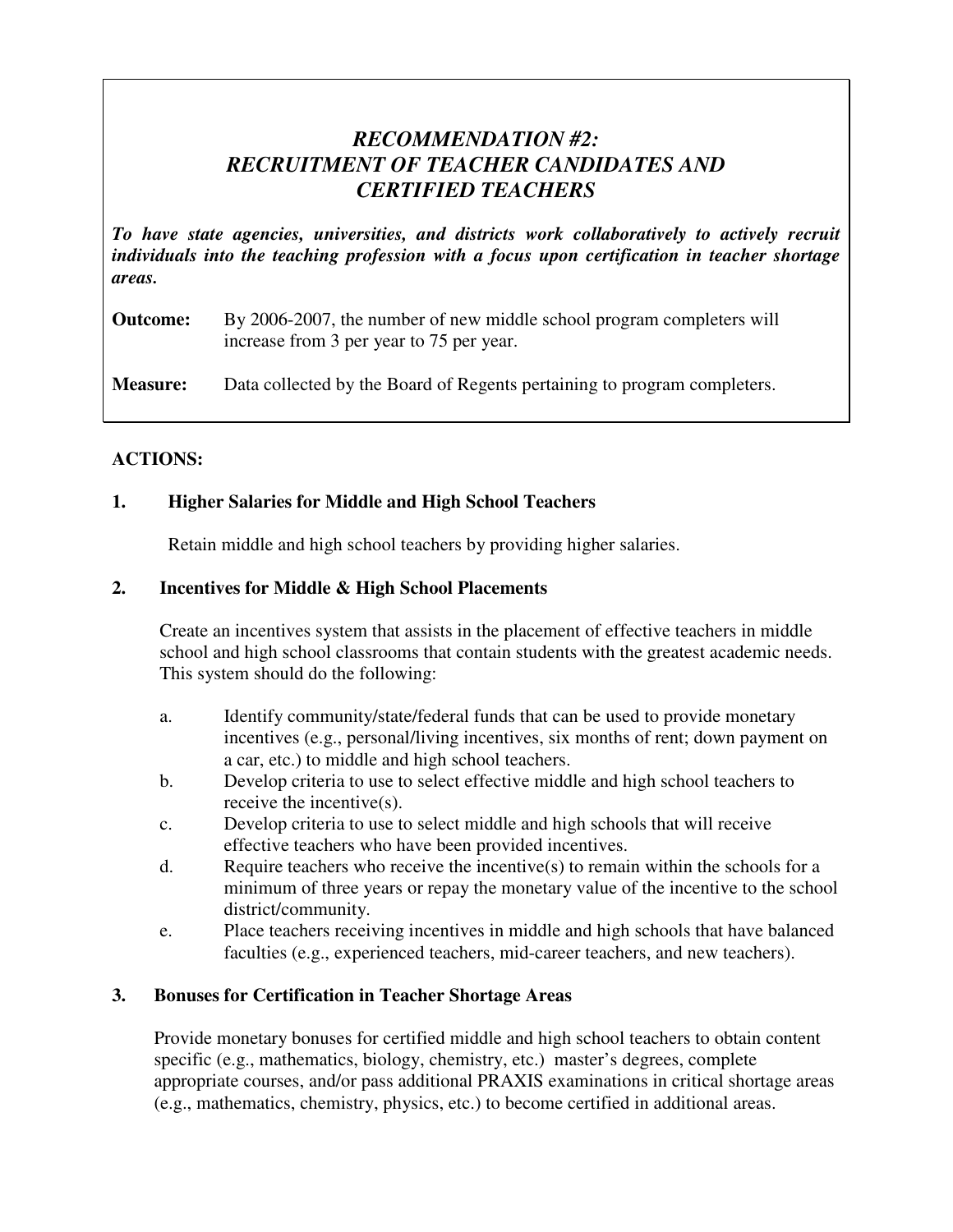## *RECOMMENDATION #2: RECRUITMENT OF TEACHER CANDIDATES AND CERTIFIED TEACHERS*

***To have state agencies, universities, and districts work collaboratively to actively recruit individuals into the teaching profession with a focus upon certification in teacher shortage areas.***

**Outcome:** By 2006-2007, the number of new middle school program completers will increase from 3 per year to 75 per year.

**Measure:** Data collected by the Board of Regents pertaining to program completers.

**ACTIONS:**

**1. Higher Salaries for Middle and High School Teachers**

Retain middle and high school teachers by providing higher salaries.

**2. Incentives for Middle & High School Placements**

Create an incentives system that assists in the placement of effective teachers in middle school and high school classrooms that contain students with the greatest academic needs. This system should do the following:

a. Identify community/state/federal funds that can be used to provide monetary incentives (e.g., personal/living incentives, six months of rent; down payment on a car, etc.) to middle and high school teachers.

b. Develop criteria to use to select effective middle and high school teachers to receive the incentive(s).

c. Develop criteria to use to select middle and high schools that will receive effective teachers who have been provided incentives.

d. Require teachers who receive the incentive(s) to remain within the schools for a minimum of three years or repay the monetary value of the incentive to the school district/community.

e. Place teachers receiving incentives in middle and high schools that have balanced faculties (e.g., experienced teachers, mid-career teachers, and new teachers).

**3. Bonuses for Certification in Teacher Shortage Areas**

Provide monetary bonuses for certified middle and high school teachers to obtain content specific (e.g., mathematics, biology, chemistry, etc.) master's degrees, complete appropriate courses, and/or pass additional PRAXIS examinations in critical shortage areas (e.g., mathematics, chemistry, physics, etc.) to become certified in additional areas.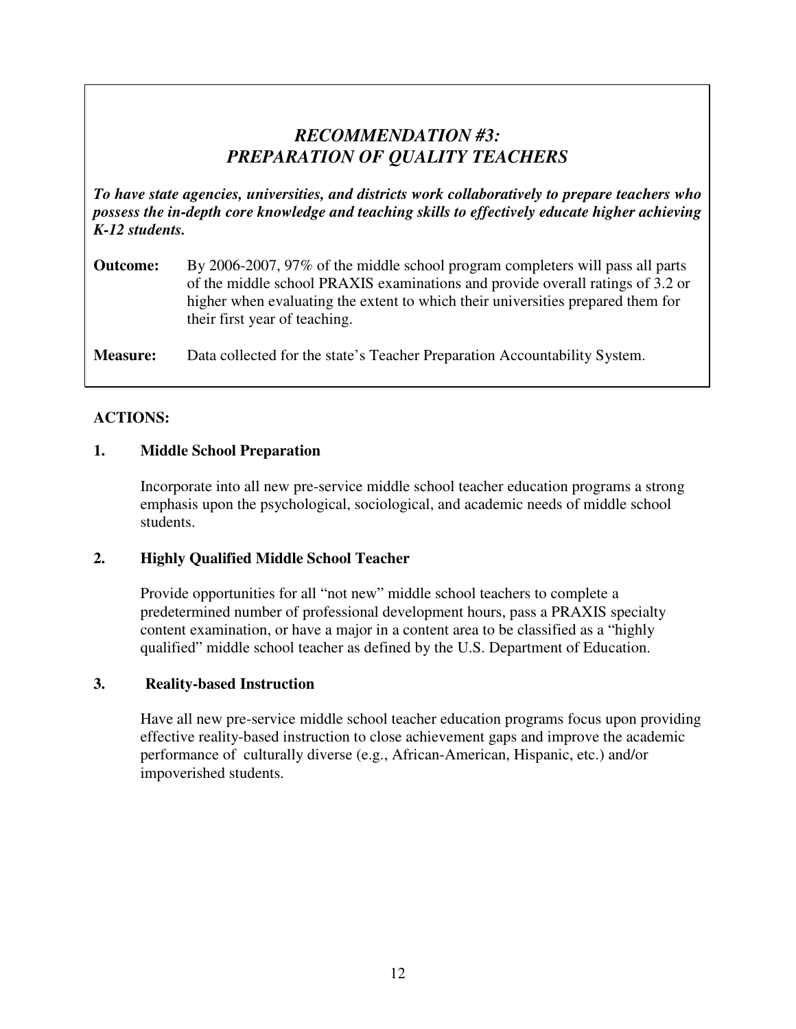## *RECOMMENDATION #3: PREPARATION OF QUALITY TEACHERS*

***To have state agencies, universities, and districts work collaboratively to prepare teachers who possess the in-depth core knowledge and teaching skills to effectively educate higher achieving K-12 students.***

**Outcome:** By 2006-2007, 97% of the middle school program completers will pass all parts of the middle school PRAXIS examinations and provide overall ratings of 3.2 or higher when evaluating the extent to which their universities prepared them for their first year of teaching.

**Measure:** Data collected for the state's Teacher Preparation Accountability System.

**ACTIONS:**

**1. Middle School Preparation**

Incorporate into all new pre-service middle school teacher education programs a strong emphasis upon the psychological, sociological, and academic needs of middle school students.

**2. Highly Qualified Middle School Teacher**

Provide opportunities for all "not new" middle school teachers to complete a predetermined number of professional development hours, pass a PRAXIS specialty content examination, or have a major in a content area to be classified as a "highly qualified" middle school teacher as defined by the U.S. Department of Education.

**3. Reality-based Instruction**

Have all new pre-service middle school teacher education programs focus upon providing effective reality-based instruction to close achievement gaps and improve the academic performance of culturally diverse (e.g., African-American, Hispanic, etc.) and/or impoverished students.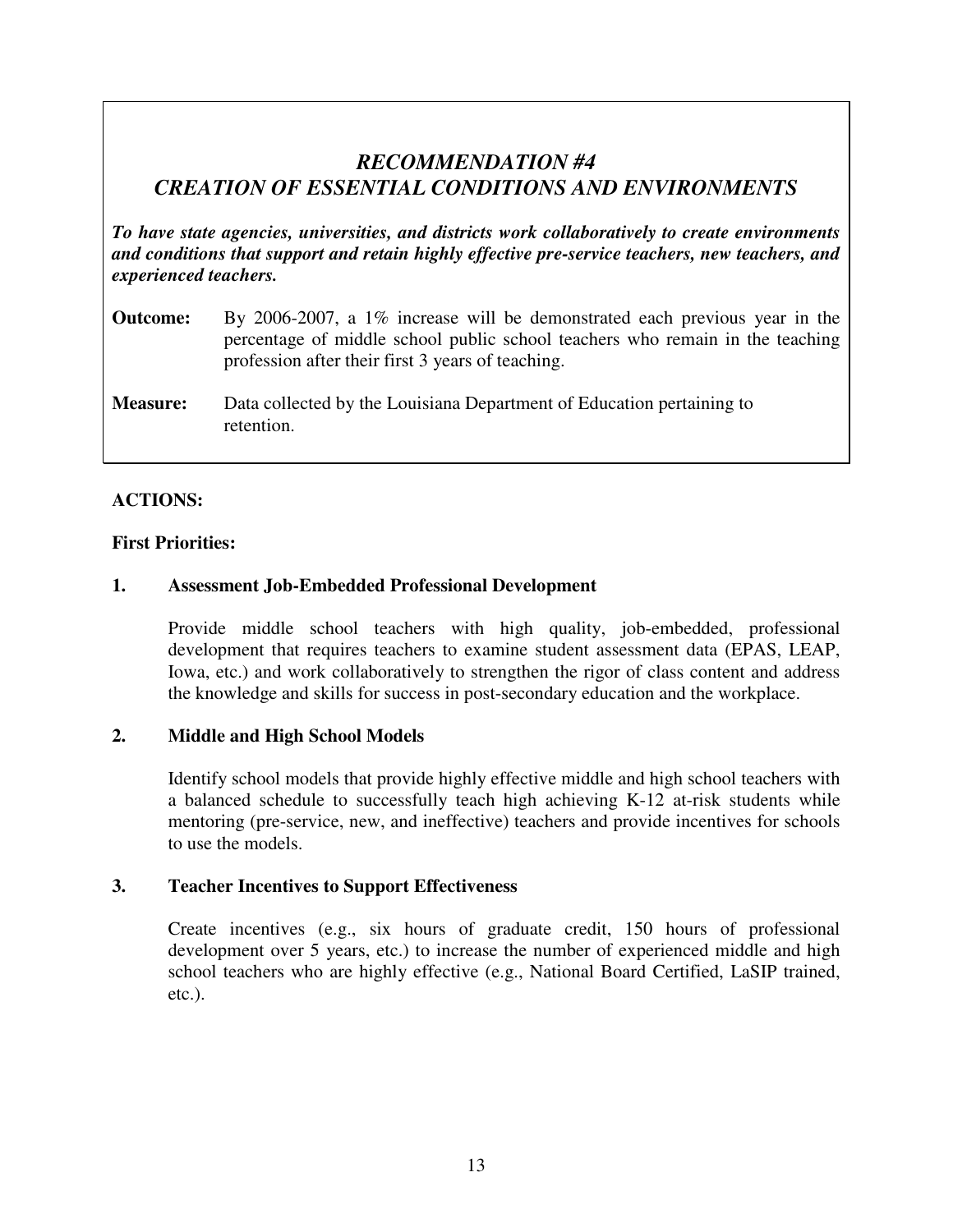## *RECOMMENDATION #4*
## *CREATION OF ESSENTIAL CONDITIONS AND ENVIRONMENTS*

***To have state agencies, universities, and districts work collaboratively to create environments and conditions that support and retain highly effective pre-service teachers, new teachers, and experienced teachers.***

**Outcome:** By 2006-2007, a 1% increase will be demonstrated each previous year in the percentage of middle school public school teachers who remain in the teaching profession after their first 3 years of teaching.

**Measure:** Data collected by the Louisiana Department of Education pertaining to retention.

**ACTIONS:**

**First Priorities:**

**1. Assessment Job-Embedded Professional Development**

Provide middle school teachers with high quality, job-embedded, professional development that requires teachers to examine student assessment data (EPAS, LEAP, Iowa, etc.) and work collaboratively to strengthen the rigor of class content and address the knowledge and skills for success in post-secondary education and the workplace.

**2. Middle and High School Models**

Identify school models that provide highly effective middle and high school teachers with a balanced schedule to successfully teach high achieving K-12 at-risk students while mentoring (pre-service, new, and ineffective) teachers and provide incentives for schools to use the models.

**3. Teacher Incentives to Support Effectiveness**

Create incentives (e.g., six hours of graduate credit, 150 hours of professional development over 5 years, etc.) to increase the number of experienced middle and high school teachers who are highly effective (e.g., National Board Certified, LaSIP trained, etc.).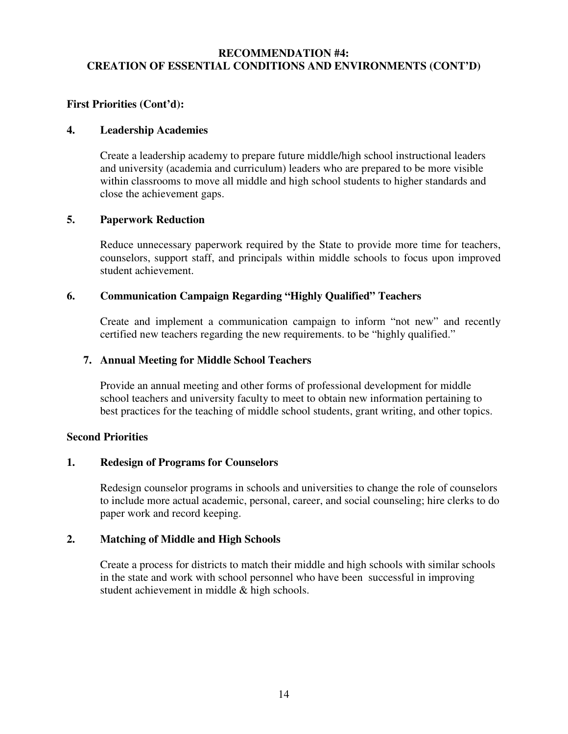**RECOMMENDATION #4:**
**CREATION OF ESSENTIAL CONDITIONS AND ENVIRONMENTS (CONT'D)**

**First Priorities (Cont'd):**

**4. Leadership Academies**

Create a leadership academy to prepare future middle/high school instructional leaders and university (academia and curriculum) leaders who are prepared to be more visible within classrooms to move all middle and high school students to higher standards and close the achievement gaps.

**5. Paperwork Reduction**

Reduce unnecessary paperwork required by the State to provide more time for teachers, counselors, support staff, and principals within middle schools to focus upon improved student achievement.

**6. Communication Campaign Regarding "Highly Qualified" Teachers**

Create and implement a communication campaign to inform "not new" and recently certified new teachers regarding the new requirements. to be "highly qualified."

**7. Annual Meeting for Middle School Teachers**

Provide an annual meeting and other forms of professional development for middle school teachers and university faculty to meet to obtain new information pertaining to best practices for the teaching of middle school students, grant writing, and other topics.

**Second Priorities**

**1. Redesign of Programs for Counselors**

Redesign counselor programs in schools and universities to change the role of counselors to include more actual academic, personal, career, and social counseling; hire clerks to do paper work and record keeping.

**2. Matching of Middle and High Schools**

Create a process for districts to match their middle and high schools with similar schools in the state and work with school personnel who have been successful in improving student achievement in middle & high schools.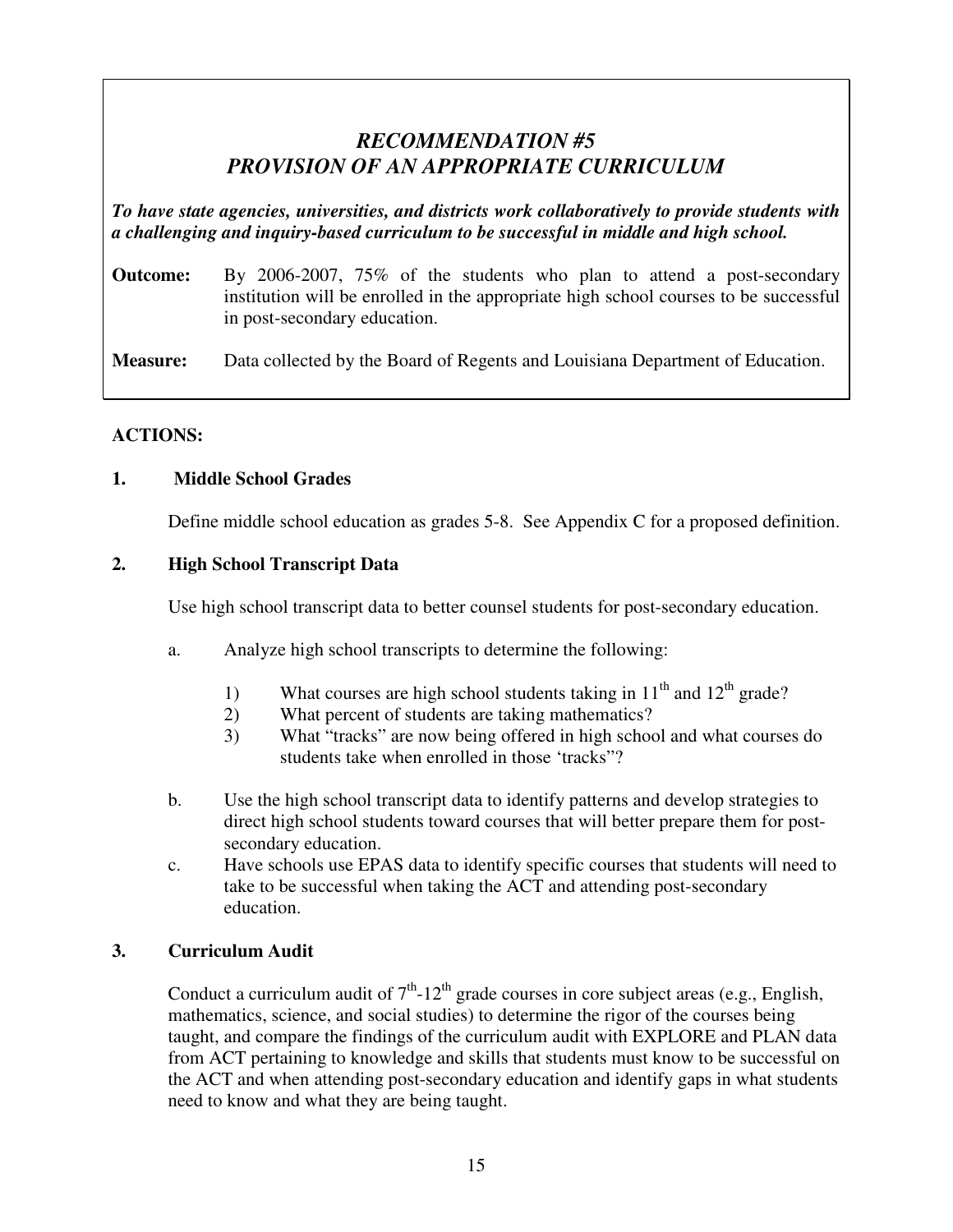## *RECOMMENDATION #5*
## *PROVISION OF AN APPROPRIATE CURRICULUM*

***To have state agencies, universities, and districts work collaboratively to provide students with a challenging and inquiry-based curriculum to be successful in middle and high school.***

**Outcome:** By 2006-2007, 75% of the students who plan to attend a post-secondary institution will be enrolled in the appropriate high school courses to be successful in post-secondary education.

**Measure:** Data collected by the Board of Regents and Louisiana Department of Education.

**ACTIONS:**

**1. Middle School Grades**

Define middle school education as grades 5-8. See Appendix C for a proposed definition.

**2. High School Transcript Data**

Use high school transcript data to better counsel students for post-secondary education.

a. Analyze high school transcripts to determine the following:

   1) What courses are high school students taking in 11th and 12th grade?
   2) What percent of students are taking mathematics?
   3) What "tracks" are now being offered in high school and what courses do students take when enrolled in those 'tracks"?

b. Use the high school transcript data to identify patterns and develop strategies to direct high school students toward courses that will better prepare them for post-secondary education.

c. Have schools use EPAS data to identify specific courses that students will need to take to be successful when taking the ACT and attending post-secondary education.

**3. Curriculum Audit**

Conduct a curriculum audit of 7th-12th grade courses in core subject areas (e.g., English, mathematics, science, and social studies) to determine the rigor of the courses being taught, and compare the findings of the curriculum audit with EXPLORE and PLAN data from ACT pertaining to knowledge and skills that students must know to be successful on the ACT and when attending post-secondary education and identify gaps in what students need to know and what they are being taught.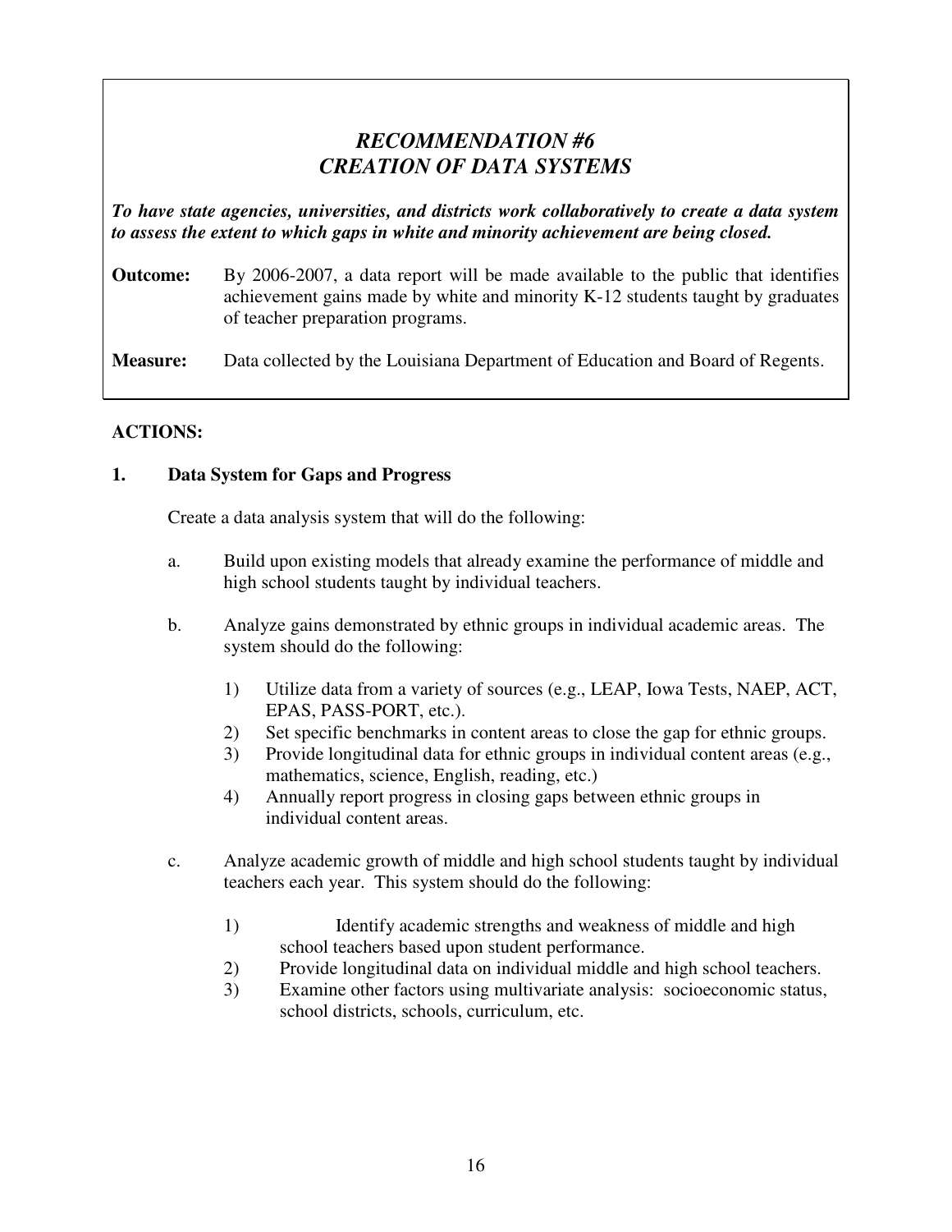## *RECOMMENDATION #6*
## *CREATION OF DATA SYSTEMS*

***To have state agencies, universities, and districts work collaboratively to create a data system to assess the extent to which gaps in white and minority achievement are being closed.***

**Outcome:** By 2006-2007, a data report will be made available to the public that identifies achievement gains made by white and minority K-12 students taught by graduates of teacher preparation programs.

**Measure:** Data collected by the Louisiana Department of Education and Board of Regents.

**ACTIONS:**

**1. Data System for Gaps and Progress**

Create a data analysis system that will do the following:

a. Build upon existing models that already examine the performance of middle and high school students taught by individual teachers.

b. Analyze gains demonstrated by ethnic groups in individual academic areas. The system should do the following:

   1) Utilize data from a variety of sources (e.g., LEAP, Iowa Tests, NAEP, ACT, EPAS, PASS-PORT, etc.).
   2) Set specific benchmarks in content areas to close the gap for ethnic groups.
   3) Provide longitudinal data for ethnic groups in individual content areas (e.g., mathematics, science, English, reading, etc.)
   4) Annually report progress in closing gaps between ethnic groups in individual content areas.

c. Analyze academic growth of middle and high school students taught by individual teachers each year. This system should do the following:

   1) Identify academic strengths and weakness of middle and high school teachers based upon student performance.
   2) Provide longitudinal data on individual middle and high school teachers.
   3) Examine other factors using multivariate analysis: socioeconomic status, school districts, schools, curriculum, etc.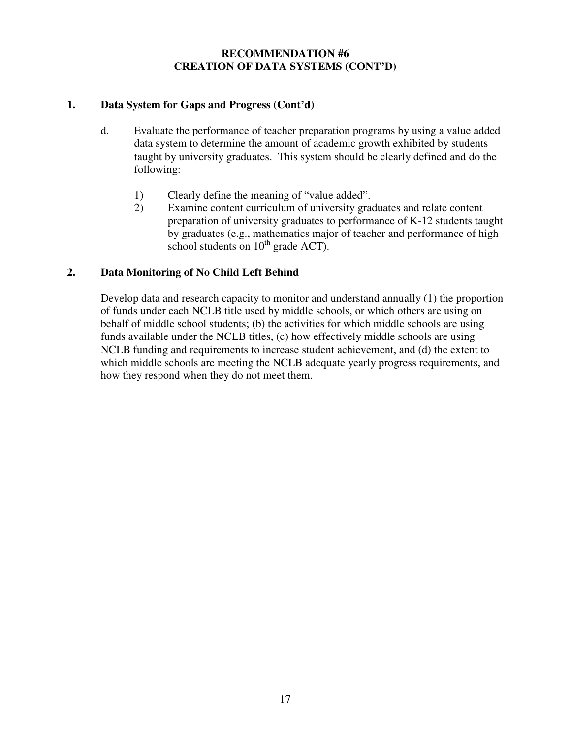# RECOMMENDATION #6
# CREATION OF DATA SYSTEMS (CONT'D)

## 1. Data System for Gaps and Progress (Cont'd)

d. Evaluate the performance of teacher preparation programs by using a value added data system to determine the amount of academic growth exhibited by students taught by university graduates. This system should be clearly defined and do the following:

1) Clearly define the meaning of "value added".
2) Examine content curriculum of university graduates and relate content preparation of university graduates to performance of K-12 students taught by graduates (e.g., mathematics major of teacher and performance of high school students on 10th grade ACT).

## 2. Data Monitoring of No Child Left Behind

Develop data and research capacity to monitor and understand annually (1) the proportion of funds under each NCLB title used by middle schools, or which others are using on behalf of middle school students; (b) the activities for which middle schools are using funds available under the NCLB titles, (c) how effectively middle schools are using NCLB funding and requirements to increase student achievement, and (d) the extent to which middle schools are meeting the NCLB adequate yearly progress requirements, and how they respond when they do not meet them.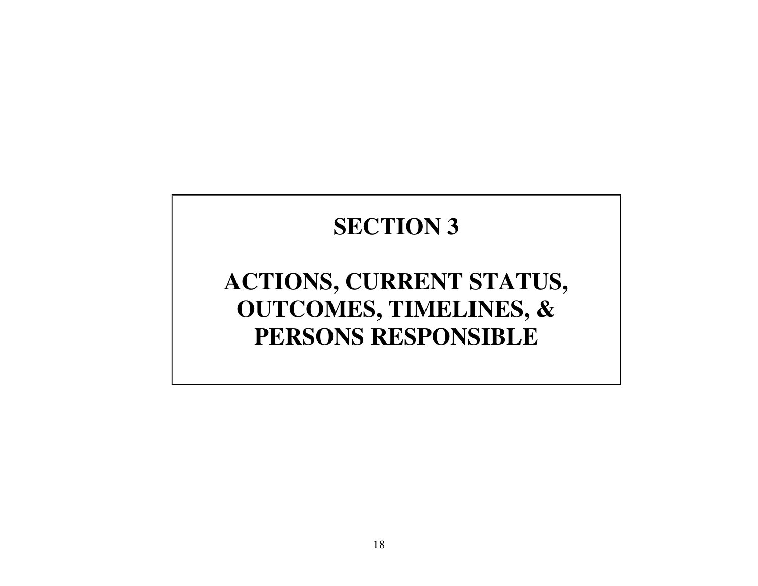# SECTION 3

# ACTIONS, CURRENT STATUS, OUTCOMES, TIMELINES, & PERSONS RESPONSIBLE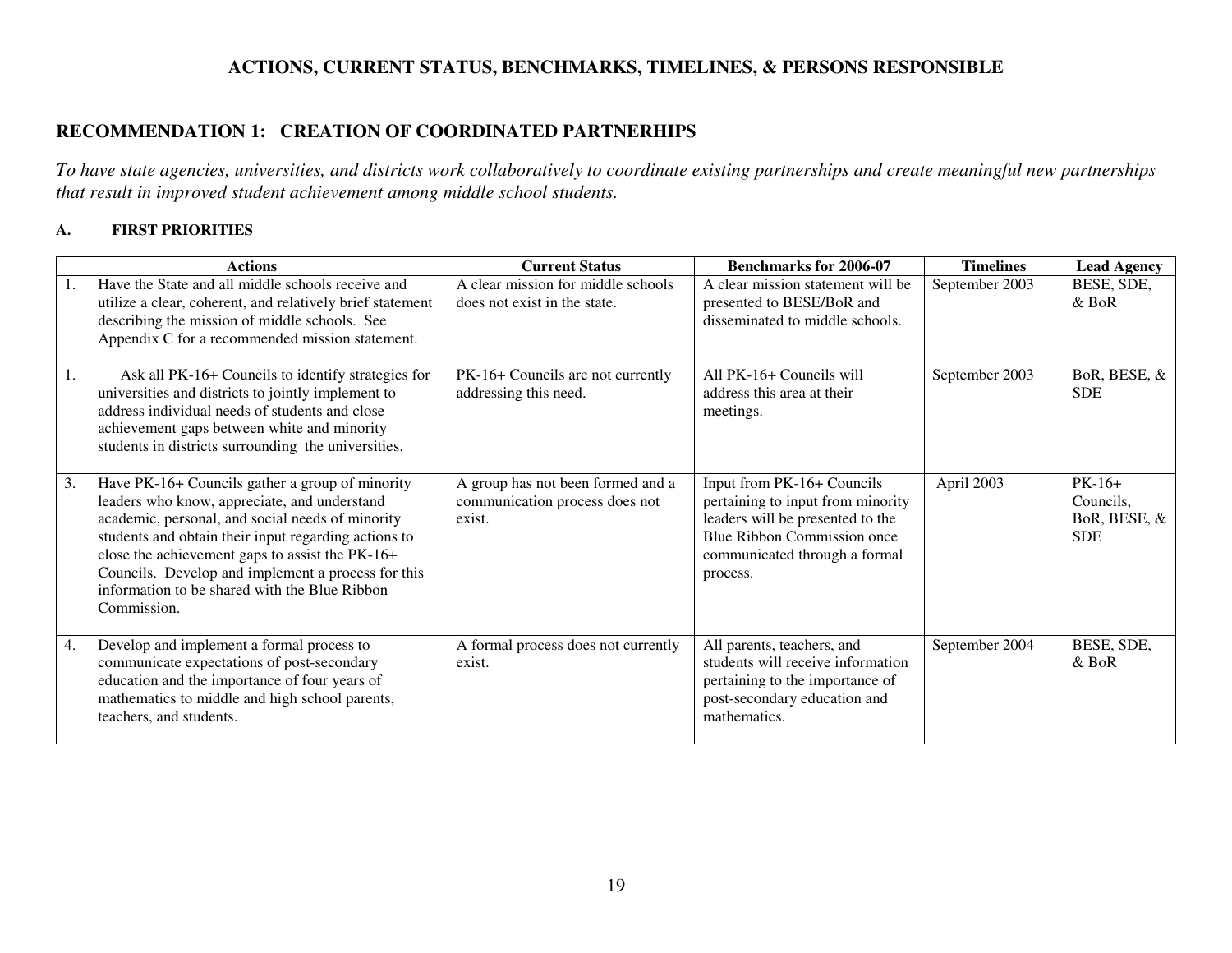## ACTIONS, CURRENT STATUS, BENCHMARKS, TIMELINES, & PERSONS RESPONSIBLE

## RECOMMENDATION 1: CREATION OF COORDINATED PARTNERHIPS

*To have state agencies, universities, and districts work collaboratively to coordinate existing partnerships and create meaningful new partnerships that result in improved student achievement among middle school students.*

### A. FIRST PRIORITIES

| Actions | Current Status | Benchmarks for 2006-07 | Timelines | Lead Agency |
|---|---|---|---|---|
| 1. Have the State and all middle schools receive and utilize a clear, coherent, and relatively brief statement describing the mission of middle schools. See Appendix C for a recommended mission statement. | A clear mission for middle schools does not exist in the state. | A clear mission statement will be presented to BESE/BoR and disseminated to middle schools. | September 2003 | BESE, SDE, & BoR |
| 1. Ask all PK-16+ Councils to identify strategies for universities and districts to jointly implement to address individual needs of students and close achievement gaps between white and minority students in districts surrounding the universities. | PK-16+ Councils are not currently addressing this need. | All PK-16+ Councils will address this area at their meetings. | September 2003 | BoR, BESE, & SDE |
| 3. Have PK-16+ Councils gather a group of minority leaders who know, appreciate, and understand academic, personal, and social needs of minority students and obtain their input regarding actions to close the achievement gaps to assist the PK-16+ Councils. Develop and implement a process for this information to be shared with the Blue Ribbon Commission. | A group has not been formed and a communication process does not exist. | Input from PK-16+ Councils pertaining to input from minority leaders will be presented to the Blue Ribbon Commission once communicated through a formal process. | April 2003 | PK-16+ Councils, BoR, BESE, & SDE |
| 4. Develop and implement a formal process to communicate expectations of post-secondary education and the importance of four years of mathematics to middle and high school parents, teachers, and students. | A formal process does not currently exist. | All parents, teachers, and students will receive information pertaining to the importance of post-secondary education and mathematics. | September 2004 | BESE, SDE, & BoR |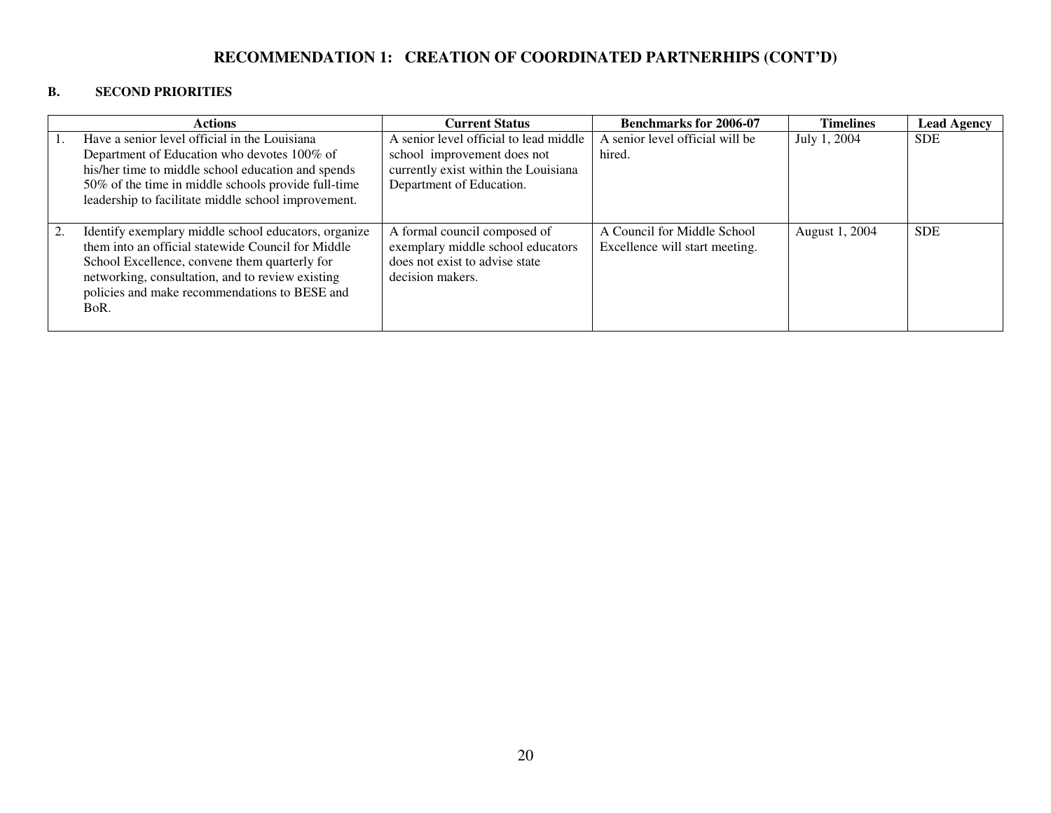## RECOMMENDATION 1: CREATION OF COORDINATED PARTNERHIPS (CONT'D)

### B. SECOND PRIORITIES

| Actions | Current Status | Benchmarks for 2006-07 | Timelines | Lead Agency |
|---|---|---|---|---|
| 1. Have a senior level official in the Louisiana Department of Education who devotes 100% of his/her time to middle school education and spends 50% of the time in middle schools provide full-time leadership to facilitate middle school improvement. | A senior level official to lead middle school improvement does not currently exist within the Louisiana Department of Education. | A senior level official will be hired. | July 1, 2004 | SDE |
| 2. Identify exemplary middle school educators, organize them into an official statewide Council for Middle School Excellence, convene them quarterly for networking, consultation, and to review existing policies and make recommendations to BESE and BoR. | A formal council composed of exemplary middle school educators does not exist to advise state decision makers. | A Council for Middle School Excellence will start meeting. | August 1, 2004 | SDE |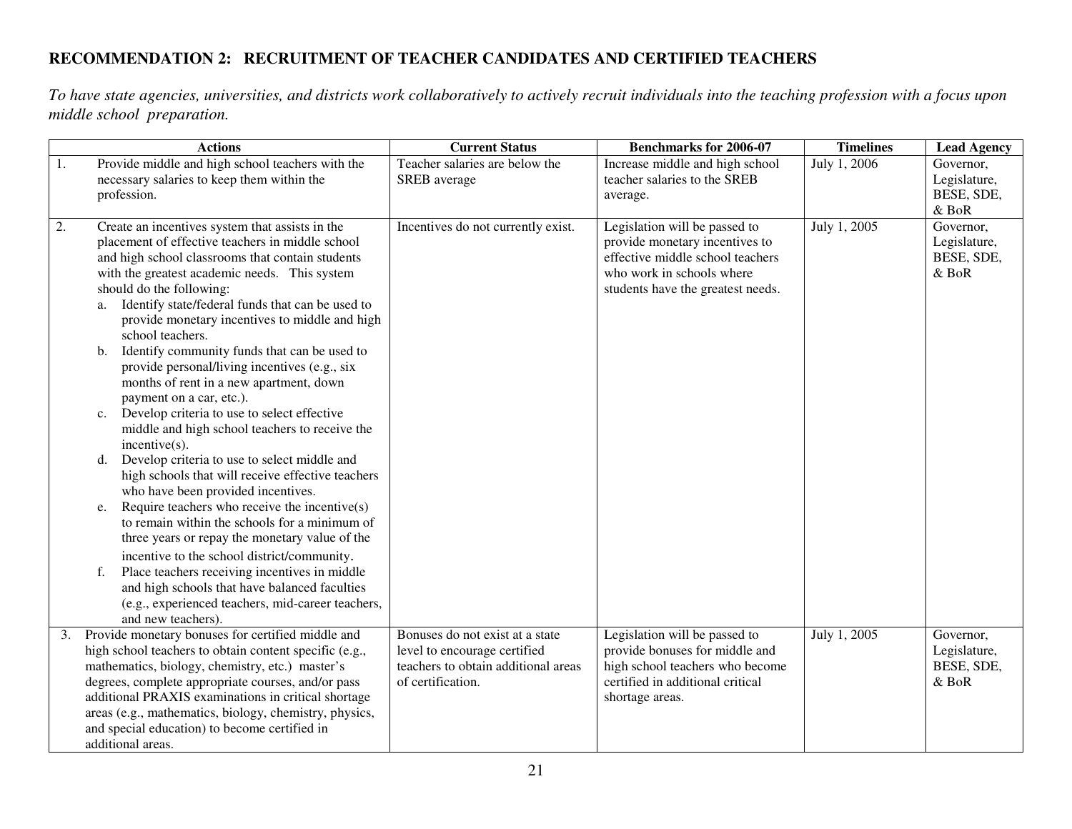## RECOMMENDATION 2: RECRUITMENT OF TEACHER CANDIDATES AND CERTIFIED TEACHERS

*To have state agencies, universities, and districts work collaboratively to actively recruit individuals into the teaching profession with a focus upon middle school preparation.*

| Actions | Current Status | Benchmarks for 2006-07 | Timelines | Lead Agency |
|---|---|---|---|---|
| 1. Provide middle and high school teachers with the necessary salaries to keep them within the profession. | Teacher salaries are below the SREB average | Increase middle and high school teacher salaries to the SREB average. | July 1, 2006 | Governor, Legislature, BESE, SDE, & BoR |
| 2. Create an incentives system that assists in the placement of effective teachers in middle school and high school classrooms that contain students with the greatest academic needs. This system should do the following:<br>a. Identify state/federal funds that can be used to provide monetary incentives to middle and high school teachers.<br>b. Identify community funds that can be used to provide personal/living incentives (e.g., six months of rent in a new apartment, down payment on a car, etc.).<br>c. Develop criteria to use to select effective middle and high school teachers to receive the incentive(s).<br>d. Develop criteria to use to select middle and high schools that will receive effective teachers who have been provided incentives.<br>e. Require teachers who receive the incentive(s) to remain within the schools for a minimum of three years or repay the monetary value of the incentive to the school district/community.<br>f. Place teachers receiving incentives in middle and high schools that have balanced faculties (e.g., experienced teachers, mid-career teachers, and new teachers). | Incentives do not currently exist. | Legislation will be passed to provide monetary incentives to effective middle school teachers who work in schools where students have the greatest needs. | July 1, 2005 | Governor, Legislature, BESE, SDE, & BoR |
| 3. Provide monetary bonuses for certified middle and high school teachers to obtain content specific (e.g., mathematics, biology, chemistry, etc.) master's degrees, complete appropriate courses, and/or pass additional PRAXIS examinations in critical shortage areas (e.g., mathematics, biology, chemistry, physics, and special education) to become certified in additional areas. | Bonuses do not exist at a state level to encourage certified teachers to obtain additional areas of certification. | Legislation will be passed to provide bonuses for middle and high school teachers who become certified in additional critical shortage areas. | July 1, 2005 | Governor, Legislature, BESE, SDE, & BoR |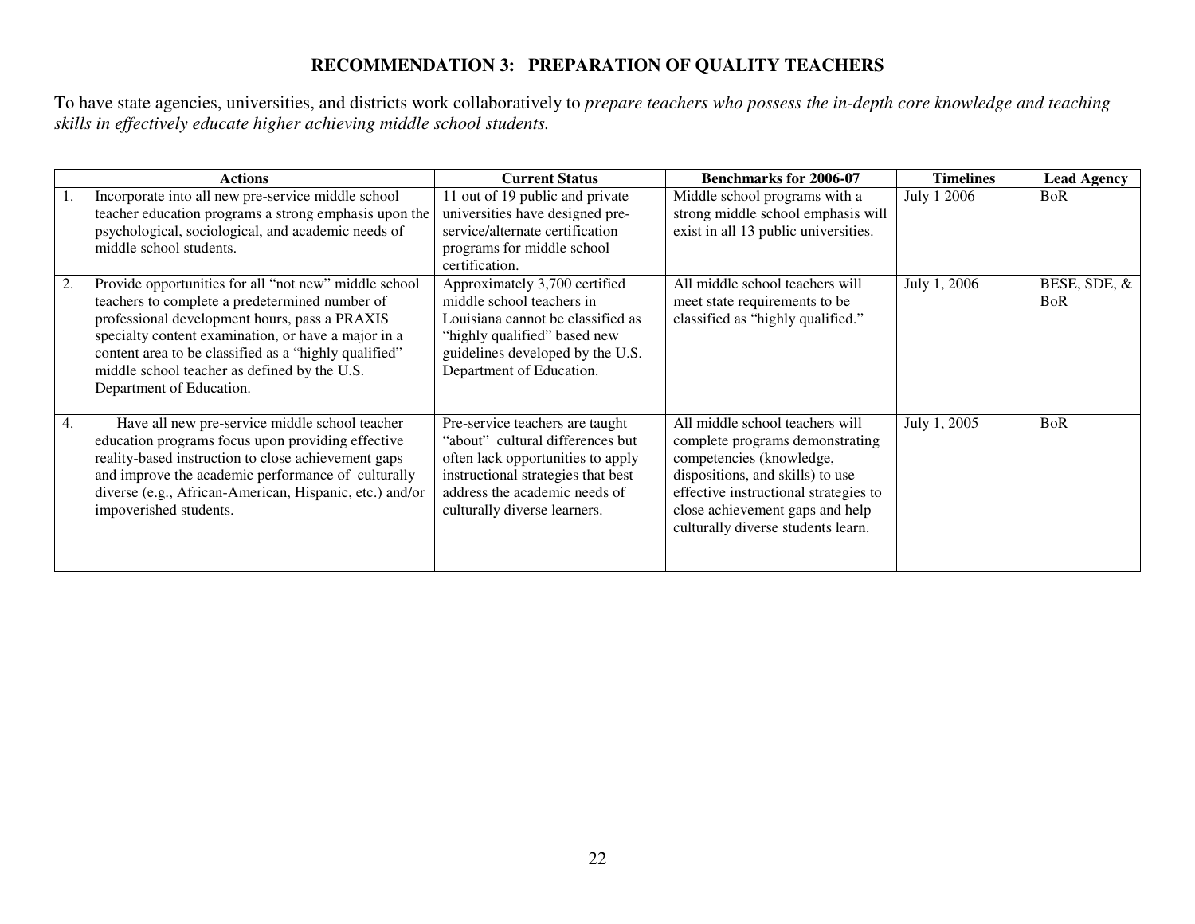## RECOMMENDATION 3: PREPARATION OF QUALITY TEACHERS

To have state agencies, universities, and districts work collaboratively to *prepare teachers who possess the in-depth core knowledge and teaching skills in effectively educate higher achieving middle school students.*

| Actions | Current Status | Benchmarks for 2006-07 | Timelines | Lead Agency |
|---|---|---|---|---|
| 1. Incorporate into all new pre-service middle school teacher education programs a strong emphasis upon the psychological, sociological, and academic needs of middle school students. | 11 out of 19 public and private universities have designed pre-service/alternate certification programs for middle school certification. | Middle school programs with a strong middle school emphasis will exist in all 13 public universities. | July 1 2006 | BoR |
| 2. Provide opportunities for all "not new" middle school teachers to complete a predetermined number of professional development hours, pass a PRAXIS specialty content examination, or have a major in a content area to be classified as a "highly qualified" middle school teacher as defined by the U.S. Department of Education. | Approximately 3,700 certified middle school teachers in Louisiana cannot be classified as "highly qualified" based new guidelines developed by the U.S. Department of Education. | All middle school teachers will meet state requirements to be classified as "highly qualified." | July 1, 2006 | BESE, SDE, & BoR |
| 4. Have all new pre-service middle school teacher education programs focus upon providing effective reality-based instruction to close achievement gaps and improve the academic performance of culturally diverse (e.g., African-American, Hispanic, etc.) and/or impoverished students. | Pre-service teachers are taught "about" cultural differences but often lack opportunities to apply instructional strategies that best address the academic needs of culturally diverse learners. | All middle school teachers will complete programs demonstrating competencies (knowledge, dispositions, and skills) to use effective instructional strategies to close achievement gaps and help culturally diverse students learn. | July 1, 2005 | BoR |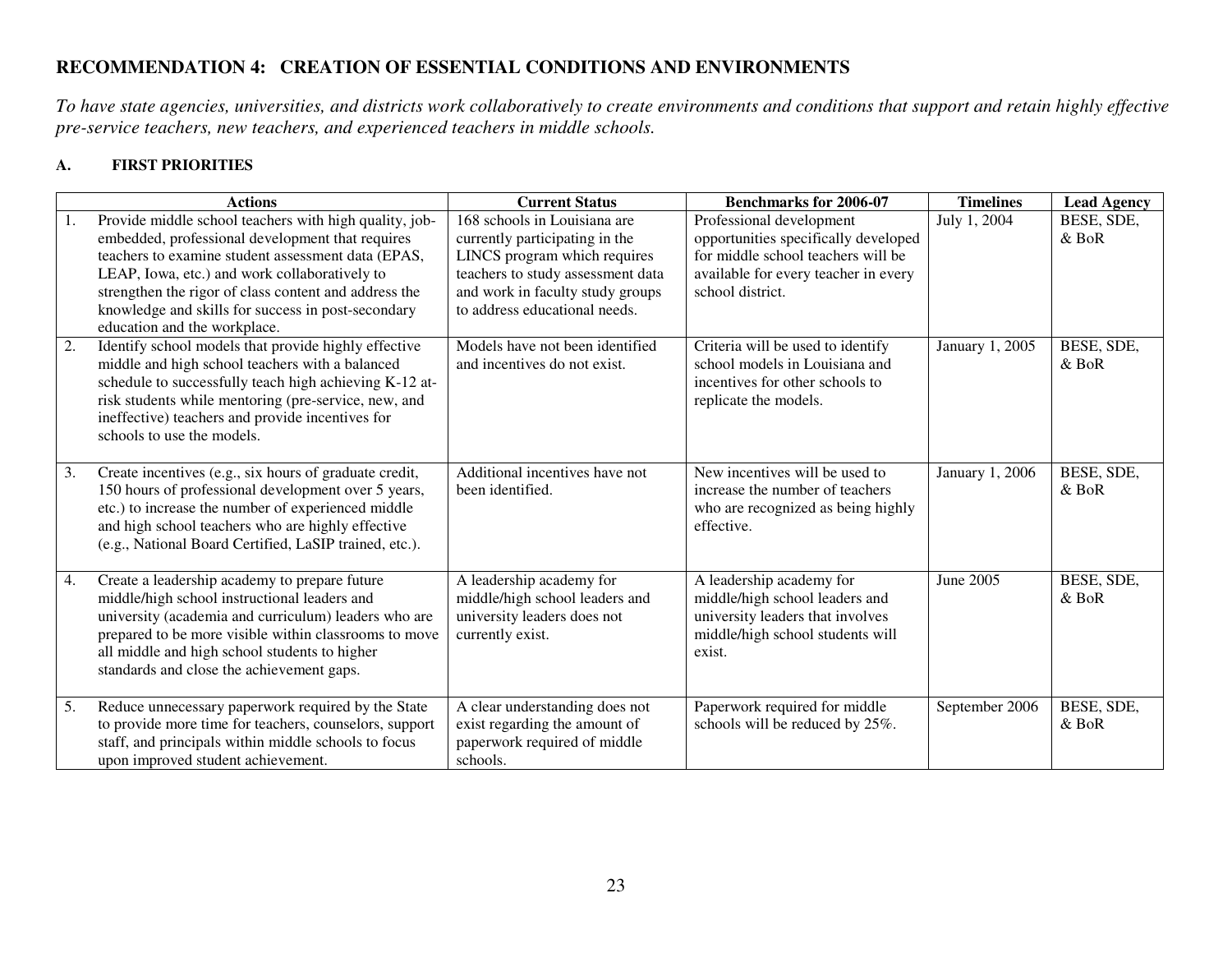## RECOMMENDATION 4: CREATION OF ESSENTIAL CONDITIONS AND ENVIRONMENTS

*To have state agencies, universities, and districts work collaboratively to create environments and conditions that support and retain highly effective pre-service teachers, new teachers, and experienced teachers in middle schools.*

### A. FIRST PRIORITIES

| | Actions | Current Status | Benchmarks for 2006-07 | Timelines | Lead Agency |
|---|---|---|---|---|---|
| 1. | Provide middle school teachers with high quality, job-embedded, professional development that requires teachers to examine student assessment data (EPAS, LEAP, Iowa, etc.) and work collaboratively to strengthen the rigor of class content and address the knowledge and skills for success in post-secondary education and the workplace. | 168 schools in Louisiana are currently participating in the LINCS program which requires teachers to study assessment data and work in faculty study groups to address educational needs. | Professional development opportunities specifically developed for middle school teachers will be available for every teacher in every school district. | July 1, 2004 | BESE, SDE, & BoR |
| 2. | Identify school models that provide highly effective middle and high school teachers with a balanced schedule to successfully teach high achieving K-12 at-risk students while mentoring (pre-service, new, and ineffective) teachers and provide incentives for schools to use the models. | Models have not been identified and incentives do not exist. | Criteria will be used to identify school models in Louisiana and incentives for other schools to replicate the models. | January 1, 2005 | BESE, SDE, & BoR |
| 3. | Create incentives (e.g., six hours of graduate credit, 150 hours of professional development over 5 years, etc.) to increase the number of experienced middle and high school teachers who are highly effective (e.g., National Board Certified, LaSIP trained, etc.). | Additional incentives have not been identified. | New incentives will be used to increase the number of teachers who are recognized as being highly effective. | January 1, 2006 | BESE, SDE, & BoR |
| 4. | Create a leadership academy to prepare future middle/high school instructional leaders and university (academia and curriculum) leaders who are prepared to be more visible within classrooms to move all middle and high school students to higher standards and close the achievement gaps. | A leadership academy for middle/high school leaders and university leaders does not currently exist. | A leadership academy for middle/high school leaders and university leaders that involves middle/high school students will exist. | June 2005 | BESE, SDE, & BoR |
| 5. | Reduce unnecessary paperwork required by the State to provide more time for teachers, counselors, support staff, and principals within middle schools to focus upon improved student achievement. | A clear understanding does not exist regarding the amount of paperwork required of middle schools. | Paperwork required for middle schools will be reduced by 25%. | September 2006 | BESE, SDE, & BoR |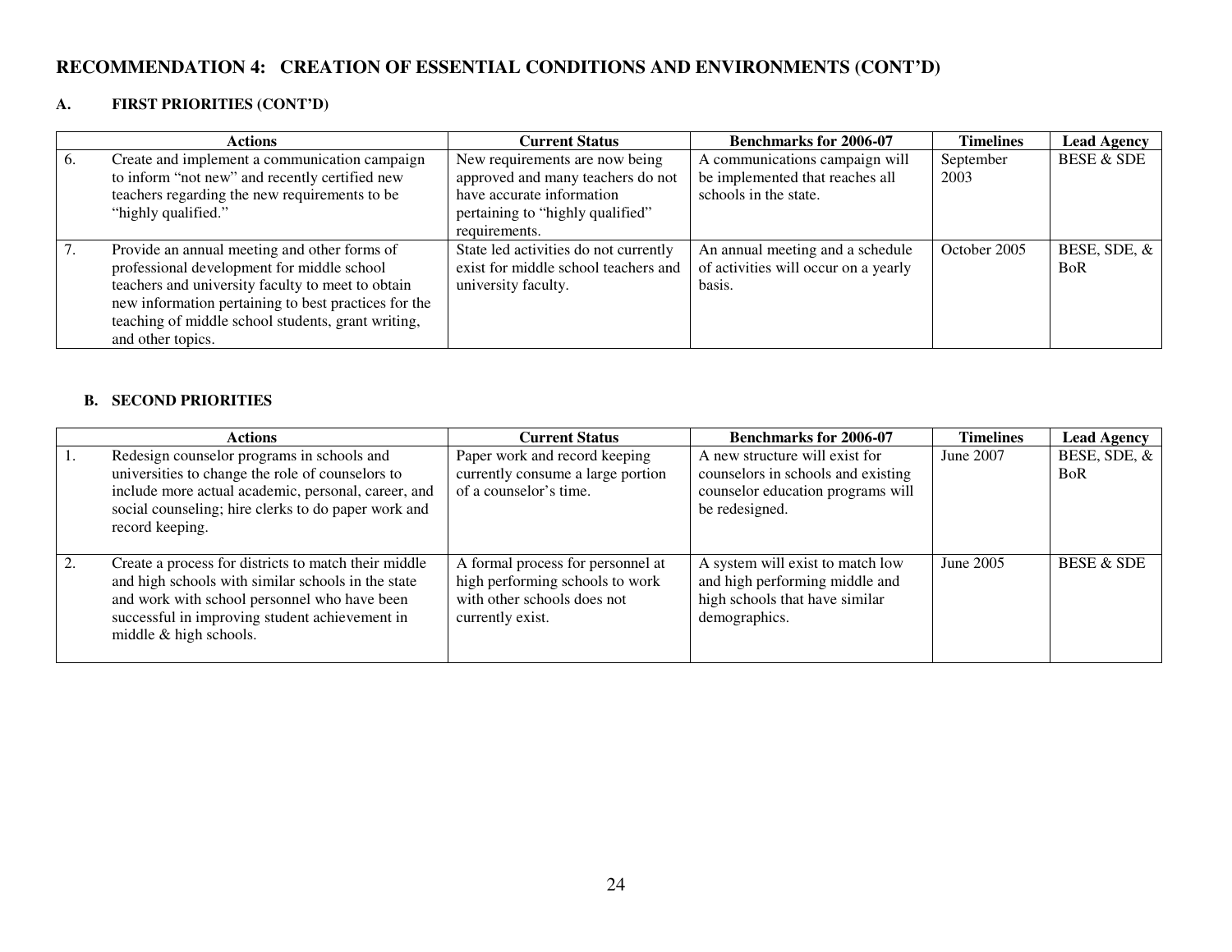## RECOMMENDATION 4: CREATION OF ESSENTIAL CONDITIONS AND ENVIRONMENTS (CONT'D)

### A. FIRST PRIORITIES (CONT'D)

| | Actions | Current Status | Benchmarks for 2006-07 | Timelines | Lead Agency |
|---|---|---|---|---|---|
| 6. | Create and implement a communication campaign to inform "not new" and recently certified new teachers regarding the new requirements to be "highly qualified." | New requirements are now being approved and many teachers do not have accurate information pertaining to "highly qualified" requirements. | A communications campaign will be implemented that reaches all schools in the state. | September 2003 | BESE & SDE |
| 7. | Provide an annual meeting and other forms of professional development for middle school teachers and university faculty to meet to obtain new information pertaining to best practices for the teaching of middle school students, grant writing, and other topics. | State led activities do not currently exist for middle school teachers and university faculty. | An annual meeting and a schedule of activities will occur on a yearly basis. | October 2005 | BESE, SDE, & BoR |

### B. SECOND PRIORITIES

| | Actions | Current Status | Benchmarks for 2006-07 | Timelines | Lead Agency |
|---|---|---|---|---|---|
| 1. | Redesign counselor programs in schools and universities to change the role of counselors to include more actual academic, personal, career, and social counseling; hire clerks to do paper work and record keeping. | Paper work and record keeping currently consume a large portion of a counselor's time. | A new structure will exist for counselors in schools and existing counselor education programs will be redesigned. | June 2007 | BESE, SDE, & BoR |
| 2. | Create a process for districts to match their middle and high schools with similar schools in the state and work with school personnel who have been successful in improving student achievement in middle & high schools. | A formal process for personnel at high performing schools to work with other schools does not currently exist. | A system will exist to match low and high performing middle and high schools that have similar demographics. | June 2005 | BESE & SDE |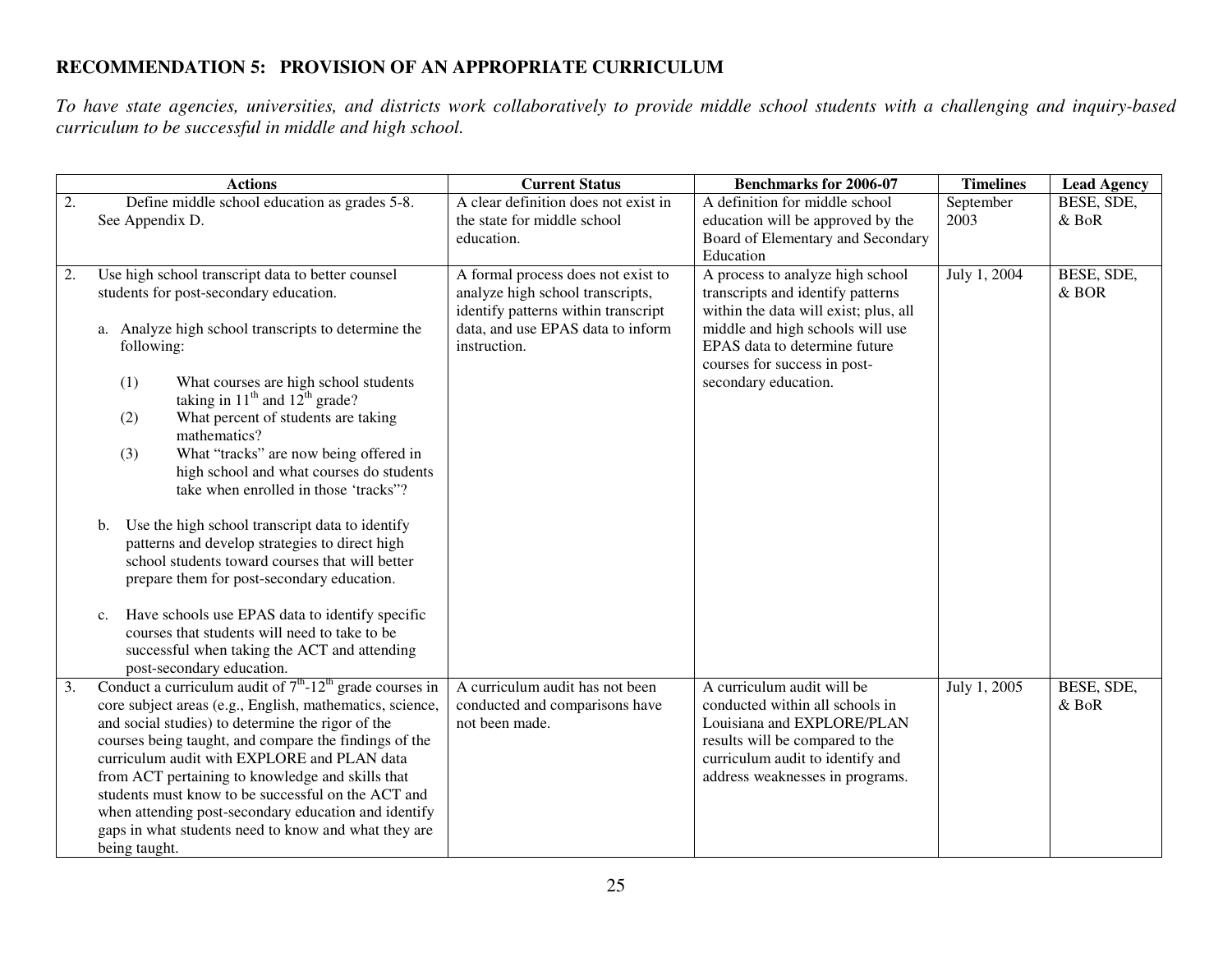## RECOMMENDATION 5: PROVISION OF AN APPROPRIATE CURRICULUM

*To have state agencies, universities, and districts work collaboratively to provide middle school students with a challenging and inquiry-based curriculum to be successful in middle and high school.*

| | Actions | Current Status | Benchmarks for 2006-07 | Timelines | Lead Agency |
|---|---|---|---|---|---|
| 2. | Define middle school education as grades 5-8. See Appendix D. | A clear definition does not exist in the state for middle school education. | A definition for middle school education will be approved by the Board of Elementary and Secondary Education | September 2003 | BESE, SDE, & BoR |
| 2. | Use high school transcript data to better counsel students for post-secondary education.<br><br>a. Analyze high school transcripts to determine the following:<br><br>(1) What courses are high school students taking in 11th and 12th grade?<br>(2) What percent of students are taking mathematics?<br>(3) What "tracks" are now being offered in high school and what courses do students take when enrolled in those 'tracks"?<br><br>b. Use the high school transcript data to identify patterns and develop strategies to direct high school students toward courses that will better prepare them for post-secondary education.<br><br>c. Have schools use EPAS data to identify specific courses that students will need to take to be successful when taking the ACT and attending post-secondary education. | A formal process does not exist to analyze high school transcripts, identify patterns within transcript data, and use EPAS data to inform instruction. | A process to analyze high school transcripts and identify patterns within the data will exist; plus, all middle and high schools will use EPAS data to determine future courses for success in post-secondary education. | July 1, 2004 | BESE, SDE, & BOR |
| 3. | Conduct a curriculum audit of 7th-12th grade courses in core subject areas (e.g., English, mathematics, science, and social studies) to determine the rigor of the courses being taught, and compare the findings of the curriculum audit with EXPLORE and PLAN data from ACT pertaining to knowledge and skills that students must know to be successful on the ACT and when attending post-secondary education and identify gaps in what students need to know and what they are being taught. | A curriculum audit has not been conducted and comparisons have not been made. | A curriculum audit will be conducted within all schools in Louisiana and EXPLORE/PLAN results will be compared to the curriculum audit to identify and address weaknesses in programs. | July 1, 2005 | BESE, SDE, & BoR |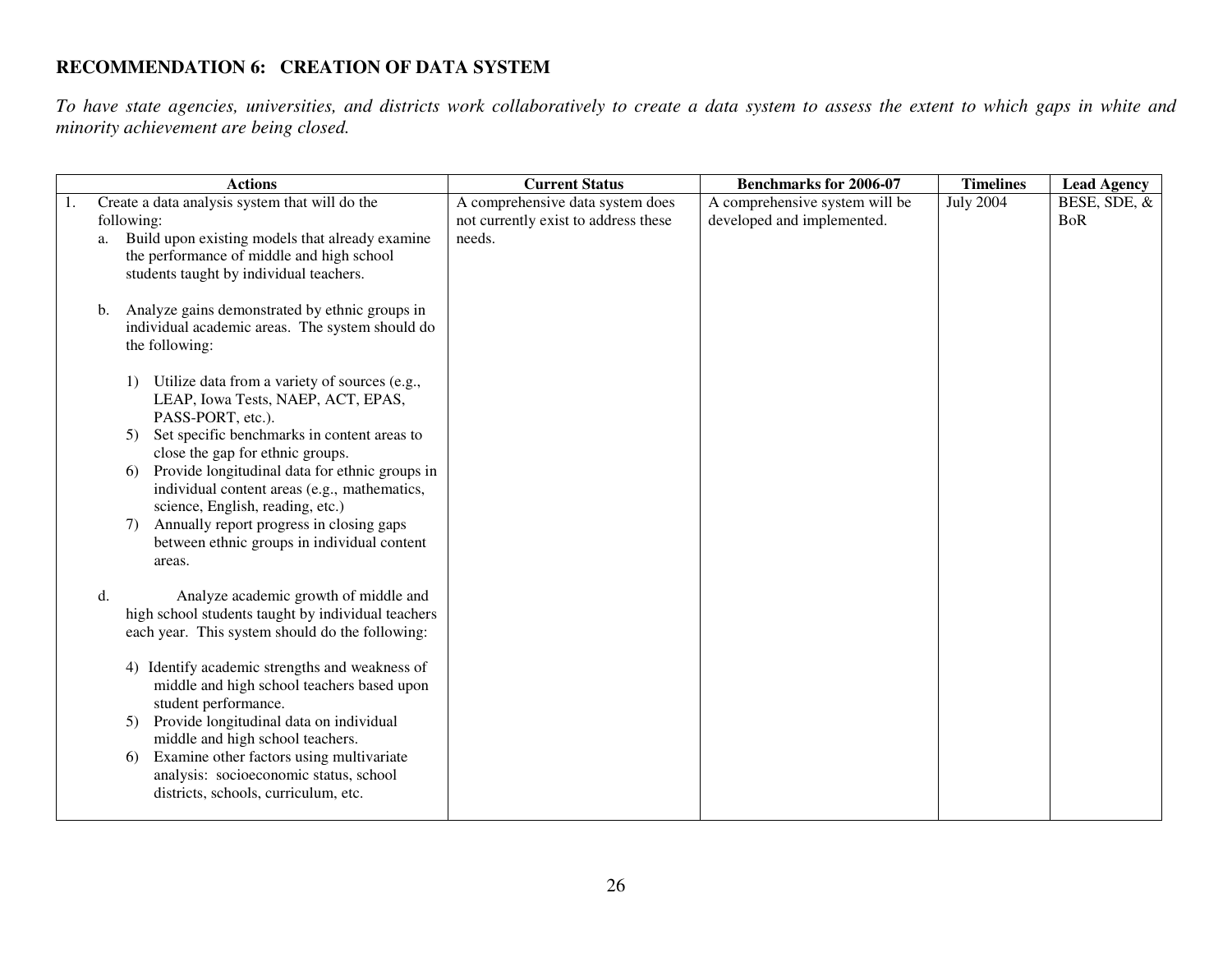## RECOMMENDATION 6: CREATION OF DATA SYSTEM

*To have state agencies, universities, and districts work collaboratively to create a data system to assess the extent to which gaps in white and minority achievement are being closed.*

| Actions | Current Status | Benchmarks for 2006-07 | Timelines | Lead Agency |
|---|---|---|---|---|
| 1. Create a data analysis system that will do the following:<br>a. Build upon existing models that already examine the performance of middle and high school students taught by individual teachers.<br><br>b. Analyze gains demonstrated by ethnic groups in individual academic areas. The system should do the following:<br><br>1) Utilize data from a variety of sources (e.g., LEAP, Iowa Tests, NAEP, ACT, EPAS, PASS-PORT, etc.).<br>5) Set specific benchmarks in content areas to close the gap for ethnic groups.<br>6) Provide longitudinal data for ethnic groups in individual content areas (e.g., mathematics, science, English, reading, etc.)<br>7) Annually report progress in closing gaps between ethnic groups in individual content areas.<br><br>d. Analyze academic growth of middle and high school students taught by individual teachers each year. This system should do the following:<br><br>4) Identify academic strengths and weakness of middle and high school teachers based upon student performance.<br>5) Provide longitudinal data on individual middle and high school teachers.<br>6) Examine other factors using multivariate analysis: socioeconomic status, school districts, schools, curriculum, etc. | A comprehensive data system does not currently exist to address these needs. | A comprehensive system will be developed and implemented. | July 2004 | BESE, SDE, & BoR |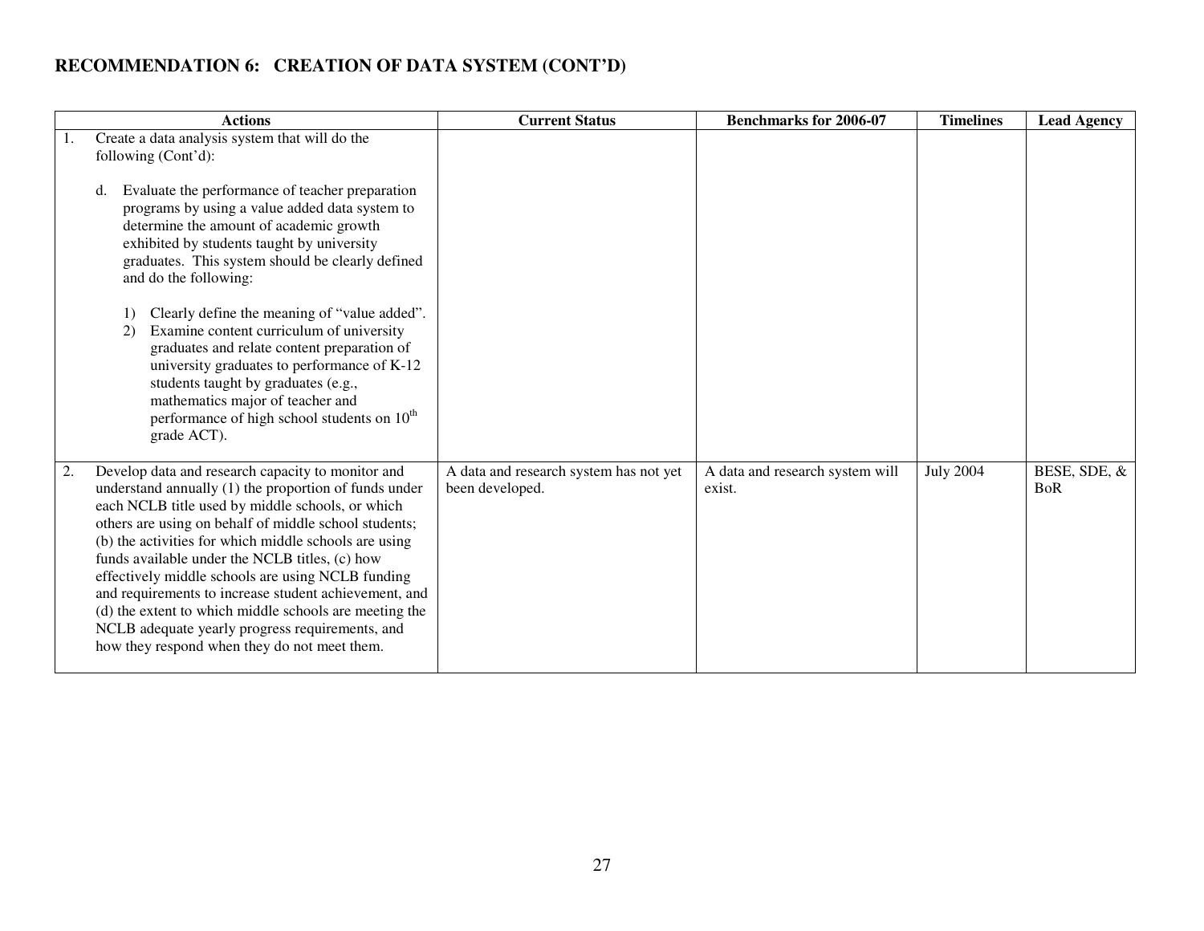## RECOMMENDATION 6: CREATION OF DATA SYSTEM (CONT'D)

| Actions | Current Status | Benchmarks for 2006-07 | Timelines | Lead Agency |
|---|---|---|---|---|
| 1. Create a data analysis system that will do the following (Cont'd):<br><br>d. Evaluate the performance of teacher preparation programs by using a value added data system to determine the amount of academic growth exhibited by students taught by university graduates. This system should be clearly defined and do the following:<br><br>1) Clearly define the meaning of "value added".<br>2) Examine content curriculum of university graduates and relate content preparation of university graduates to performance of K-12 students taught by graduates (e.g., mathematics major of teacher and performance of high school students on 10th grade ACT). | | | | |
| 2. Develop data and research capacity to monitor and understand annually (1) the proportion of funds under each NCLB title used by middle schools, or which others are using on behalf of middle school students; (b) the activities for which middle schools are using funds available under the NCLB titles, (c) how effectively middle schools are using NCLB funding and requirements to increase student achievement, and (d) the extent to which middle schools are meeting the NCLB adequate yearly progress requirements, and how they respond when they do not meet them. | A data and research system has not yet been developed. | A data and research system will exist. | July 2004 | BESE, SDE, & BoR |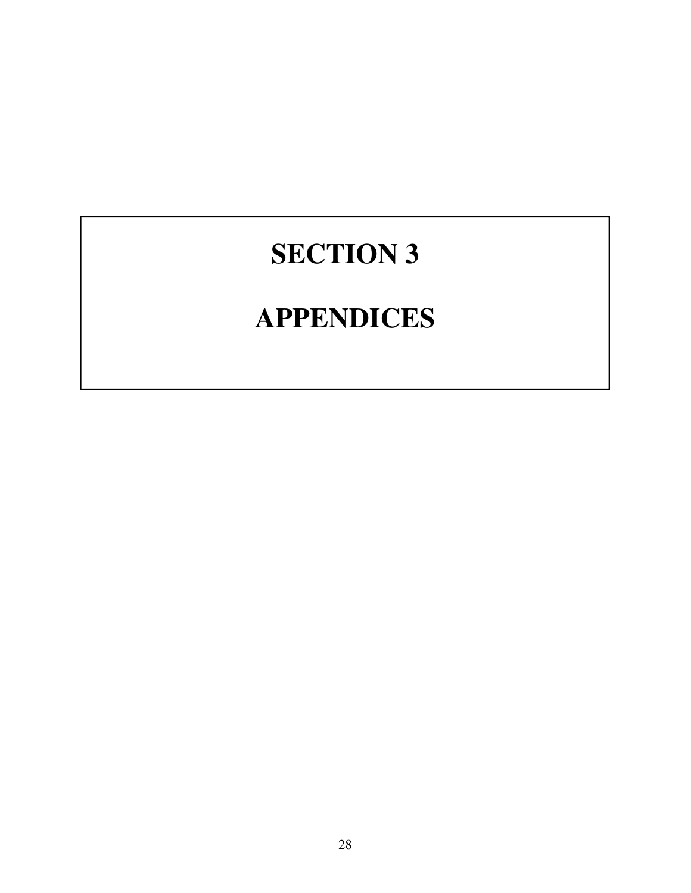# SECTION 3

# APPENDICES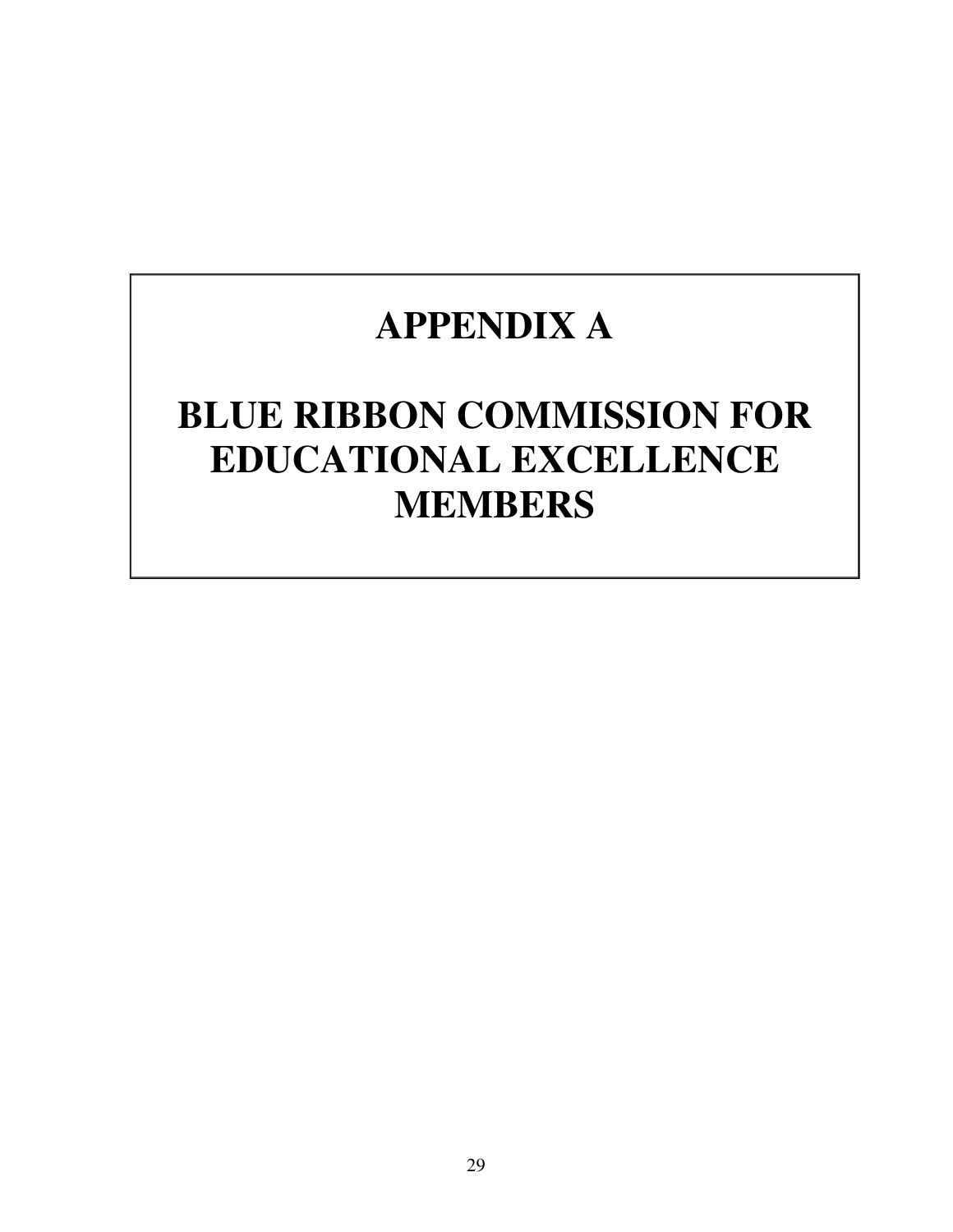# APPENDIX A

# BLUE RIBBON COMMISSION FOR EDUCATIONAL EXCELLENCE MEMBERS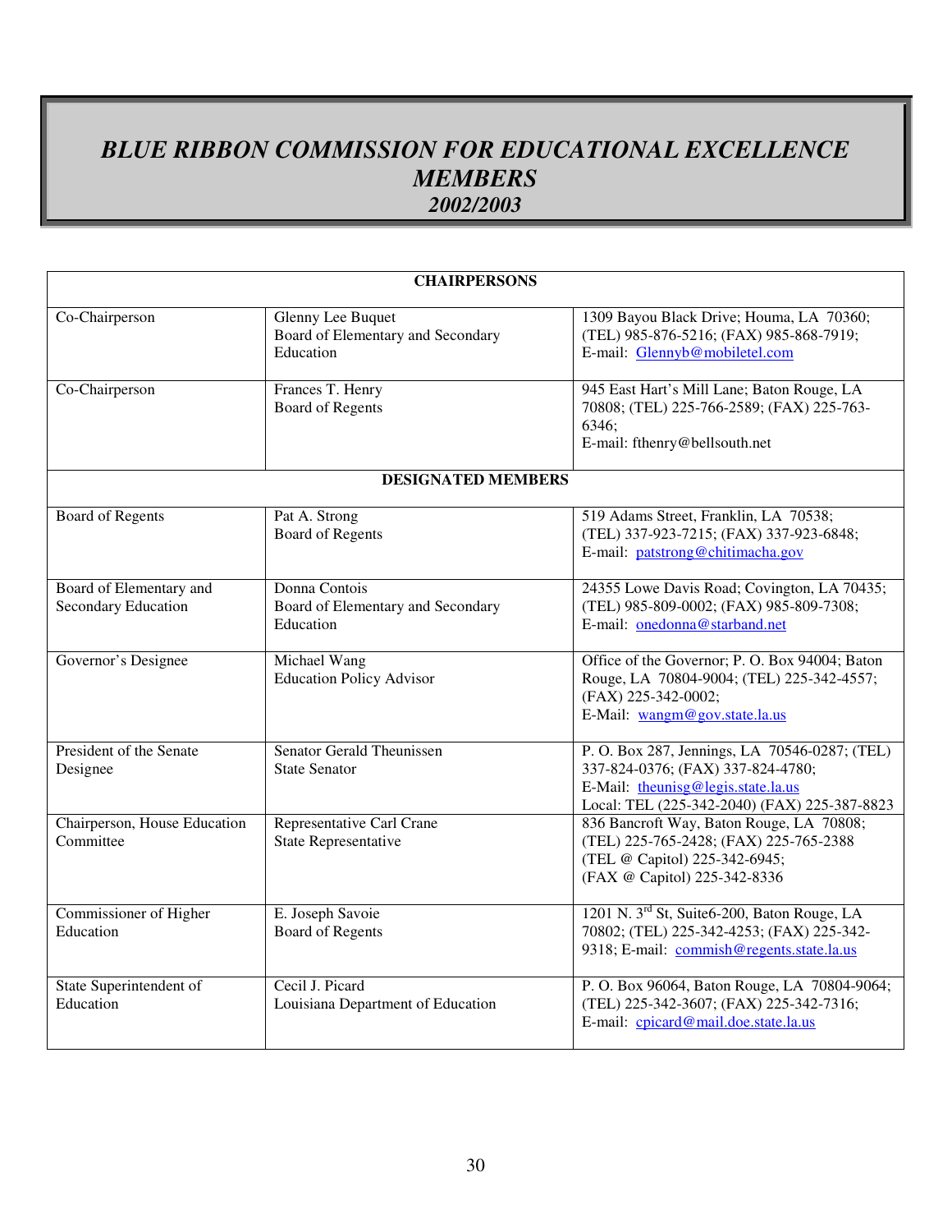# *BLUE RIBBON COMMISSION FOR EDUCATIONAL EXCELLENCE MEMBERS 2002/2003*

| **CHAIRPERSONS** | | |
|---|---|---|
| Co-Chairperson | Glenny Lee Buquet<br>Board of Elementary and Secondary Education | 1309 Bayou Black Drive; Houma, LA 70360; (TEL) 985-876-5216; (FAX) 985-868-7919; E-mail: Glennyb@mobiletel.com |
| Co-Chairperson | Frances T. Henry<br>Board of Regents | 945 East Hart's Mill Lane; Baton Rouge, LA 70808; (TEL) 225-766-2589; (FAX) 225-763-6346;<br>E-mail: fthenry@bellsouth.net |
| **DESIGNATED MEMBERS** | | |
| Board of Regents | Pat A. Strong<br>Board of Regents | 519 Adams Street, Franklin, LA 70538; (TEL) 337-923-7215; (FAX) 337-923-6848; E-mail: patstrong@chitimacha.gov |
| Board of Elementary and Secondary Education | Donna Contois<br>Board of Elementary and Secondary Education | 24355 Lowe Davis Road; Covington, LA 70435; (TEL) 985-809-0002; (FAX) 985-809-7308; E-mail: onedonna@starband.net |
| Governor's Designee | Michael Wang<br>Education Policy Advisor | Office of the Governor; P. O. Box 94004; Baton Rouge, LA 70804-9004; (TEL) 225-342-4557; (FAX) 225-342-0002;<br>E-Mail: wangm@gov.state.la.us |
| President of the Senate Designee | Senator Gerald Theunissen<br>State Senator | P. O. Box 287, Jennings, LA 70546-0287; (TEL) 337-824-0376; (FAX) 337-824-4780;<br>E-Mail: theunisg@legis.state.la.us<br>Local: TEL (225-342-2040) (FAX) 225-387-8823 |
| Chairperson, House Education Committee | Representative Carl Crane<br>State Representative | 836 Bancroft Way, Baton Rouge, LA 70808; (TEL) 225-765-2428; (FAX) 225-765-2388<br>(TEL @ Capitol) 225-342-6945;<br>(FAX @ Capitol) 225-342-8336 |
| Commissioner of Higher Education | E. Joseph Savoie<br>Board of Regents | 1201 N. 3rd St, Suite6-200, Baton Rouge, LA 70802; (TEL) 225-342-4253; (FAX) 225-342-9318; E-mail: commish@regents.state.la.us |
| State Superintendent of Education | Cecil J. Picard<br>Louisiana Department of Education | P. O. Box 96064, Baton Rouge, LA 70804-9064; (TEL) 225-342-3607; (FAX) 225-342-7316; E-mail: cpicard@mail.doe.state.la.us |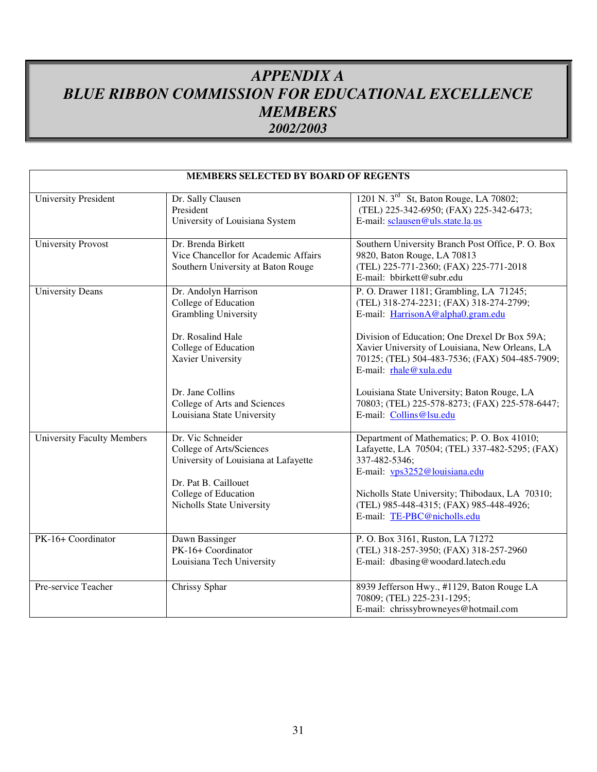# *APPENDIX A*
# *BLUE RIBBON COMMISSION FOR EDUCATIONAL EXCELLENCE MEMBERS*
## *2002/2003*

| MEMBERS SELECTED BY BOARD OF REGENTS | | |
|---|---|---|
| University President | Dr. Sally Clausen<br>President<br>University of Louisiana System | 1201 N. 3rd St, Baton Rouge, LA 70802;<br>(TEL) 225-342-6950; (FAX) 225-342-6473;<br>E-mail: sclausen@uls.state.la.us |
| University Provost | Dr. Brenda Birkett<br>Vice Chancellor for Academic Affairs<br>Southern University at Baton Rouge | Southern University Branch Post Office, P. O. Box 9820, Baton Rouge, LA 70813<br>(TEL) 225-771-2360; (FAX) 225-771-2018<br>E-mail: bbirkett@subr.edu |
| University Deans | Dr. Andolyn Harrison<br>College of Education<br>Grambling University<br><br>Dr. Rosalind Hale<br>College of Education<br>Xavier University<br><br>Dr. Jane Collins<br>College of Arts and Sciences<br>Louisiana State University | P. O. Drawer 1181; Grambling, LA 71245;<br>(TEL) 318-274-2231; (FAX) 318-274-2799;<br>E-mail: HarrisonA@alpha0.gram.edu<br><br>Division of Education; One Drexel Dr Box 59A; Xavier University of Louisiana, New Orleans, LA 70125; (TEL) 504-483-7536; (FAX) 504-485-7909;<br>E-mail: rhale@xula.edu<br><br>Louisiana State University; Baton Rouge, LA 70803; (TEL) 225-578-8273; (FAX) 225-578-6447;<br>E-mail: Collins@lsu.edu |
| University Faculty Members | Dr. Vic Schneider<br>College of Arts/Sciences<br>University of Louisiana at Lafayette<br><br>Dr. Pat B. Caillouet<br>College of Education<br>Nicholls State University | Department of Mathematics; P. O. Box 41010; Lafayette, LA 70504; (TEL) 337-482-5295; (FAX) 337-482-5346;<br>E-mail: vps3252@louisiana.edu<br><br>Nicholls State University; Thibodaux, LA 70310;<br>(TEL) 985-448-4315; (FAX) 985-448-4926;<br>E-mail: TE-PBC@nicholls.edu |
| PK-16+ Coordinator | Dawn Bassinger<br>PK-16+ Coordinator<br>Louisiana Tech University | P. O. Box 3161, Ruston, LA 71272<br>(TEL) 318-257-3950; (FAX) 318-257-2960<br>E-mail: dbasing@woodard.latech.edu |
| Pre-service Teacher | Chrissy Sphar | 8939 Jefferson Hwy., #1129, Baton Rouge LA 70809; (TEL) 225-231-1295;<br>E-mail: chrissybrowneyes@hotmail.com |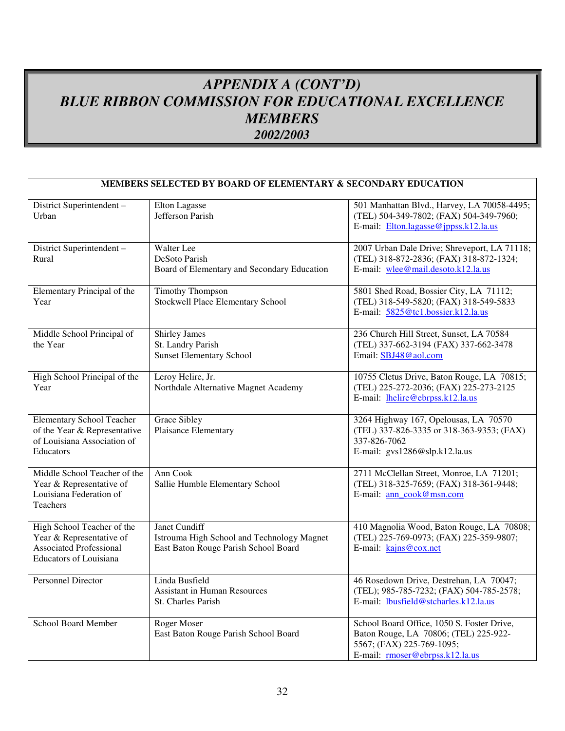# APPENDIX A (CONT'D)
# BLUE RIBBON COMMISSION FOR EDUCATIONAL EXCELLENCE MEMBERS
## 2002/2003

| MEMBERS SELECTED BY BOARD OF ELEMENTARY & SECONDARY EDUCATION | | |
|---|---|---|
| District Superintendent – Urban | Elton Lagasse<br>Jefferson Parish | 501 Manhattan Blvd., Harvey, LA 70058-4495; (TEL) 504-349-7802; (FAX) 504-349-7960; E-mail: Elton.lagasse@jppss.k12.la.us |
| District Superintendent – Rural | Walter Lee<br>DeSoto Parish<br>Board of Elementary and Secondary Education | 2007 Urban Dale Drive; Shreveport, LA 71118; (TEL) 318-872-2836; (FAX) 318-872-1324; E-mail: wlee@mail.desoto.k12.la.us |
| Elementary Principal of the Year | Timothy Thompson<br>Stockwell Place Elementary School | 5801 Shed Road, Bossier City, LA 71112; (TEL) 318-549-5820; (FAX) 318-549-5833 E-mail: 5825@tc1.bossier.k12.la.us |
| Middle School Principal of the Year | Shirley James<br>St. Landry Parish<br>Sunset Elementary School | 236 Church Hill Street, Sunset, LA 70584 (TEL) 337-662-3194 (FAX) 337-662-3478 Email: SBJ48@aol.com |
| High School Principal of the Year | Leroy Helire, Jr.<br>Northdale Alternative Magnet Academy | 10755 Cletus Drive, Baton Rouge, LA 70815; (TEL) 225-272-2036; (FAX) 225-273-2125 E-mail: lhelire@ebrpss.k12.la.us |
| Elementary School Teacher of the Year & Representative of Louisiana Association of Educators | Grace Sibley<br>Plaisance Elementary | 3264 Highway 167, Opelousas, LA 70570 (TEL) 337-826-3335 or 318-363-9353; (FAX) 337-826-7062 E-mail: gvs1286@slp.k12.la.us |
| Middle School Teacher of the Year & Representative of Louisiana Federation of Teachers | Ann Cook<br>Sallie Humble Elementary School | 2711 McClellan Street, Monroe, LA 71201; (TEL) 318-325-7659; (FAX) 318-361-9448; E-mail: ann_cook@msn.com |
| High School Teacher of the Year & Representative of Associated Professional Educators of Louisiana | Janet Cundiff<br>Istrouma High School and Technology Magnet<br>East Baton Rouge Parish School Board | 410 Magnolia Wood, Baton Rouge, LA 70808; (TEL) 225-769-0973; (FAX) 225-359-9807; E-mail: kajns@cox.net |
| Personnel Director | Linda Busfield<br>Assistant in Human Resources<br>St. Charles Parish | 46 Rosedown Drive, Destrehan, LA 70047; (TEL); 985-785-7232; (FAX) 504-785-2578; E-mail: lbusfield@stcharles.k12.la.us |
| School Board Member | Roger Moser<br>East Baton Rouge Parish School Board | School Board Office, 1050 S. Foster Drive, Baton Rouge, LA 70806; (TEL) 225-922-5567; (FAX) 225-769-1095; E-mail: rmoser@ebrpss.k12.la.us |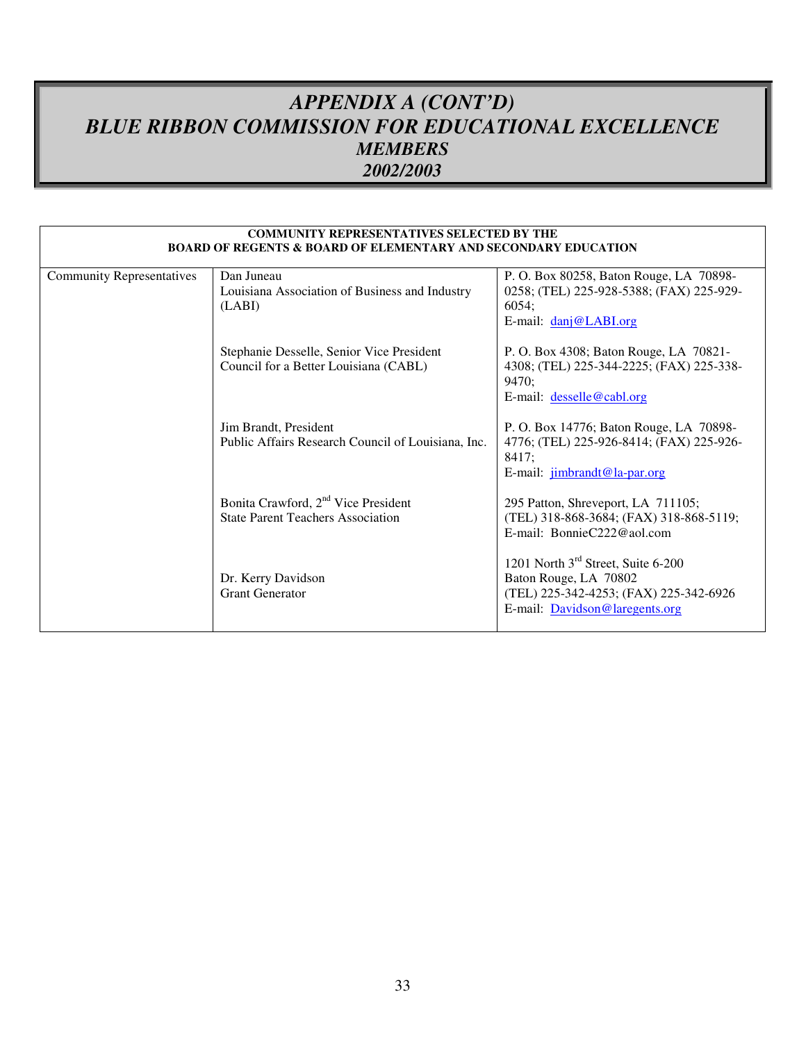# *APPENDIX A (CONT'D)*
# *BLUE RIBBON COMMISSION FOR EDUCATIONAL EXCELLENCE*
## *MEMBERS*
## *2002/2003*

| **COMMUNITY REPRESENTATIVES SELECTED BY THE BOARD OF REGENTS & BOARD OF ELEMENTARY AND SECONDARY EDUCATION** | | |
|---|---|---|
| Community Representatives | Dan Juneau<br>Louisiana Association of Business and Industry (LABI) | P. O. Box 80258, Baton Rouge, LA 70898-0258; (TEL) 225-928-5388; (FAX) 225-929-6054;<br>E-mail: danj@LABI.org |
| | Stephanie Desselle, Senior Vice President<br>Council for a Better Louisiana (CABL) | P. O. Box 4308; Baton Rouge, LA 70821-4308; (TEL) 225-344-2225; (FAX) 225-338-9470;<br>E-mail: desselle@cabl.org |
| | Jim Brandt, President<br>Public Affairs Research Council of Louisiana, Inc. | P. O. Box 14776; Baton Rouge, LA 70898-4776; (TEL) 225-926-8414; (FAX) 225-926-8417;<br>E-mail: jimbrandt@la-par.org |
| | Bonita Crawford, 2nd Vice President<br>State Parent Teachers Association | 295 Patton, Shreveport, LA 711105;<br>(TEL) 318-868-3684; (FAX) 318-868-5119;<br>E-mail: BonnieC222@aol.com |
| | Dr. Kerry Davidson<br>Grant Generator | 1201 North 3rd Street, Suite 6-200<br>Baton Rouge, LA 70802<br>(TEL) 225-342-4253; (FAX) 225-342-6926<br>E-mail: Davidson@laregents.org |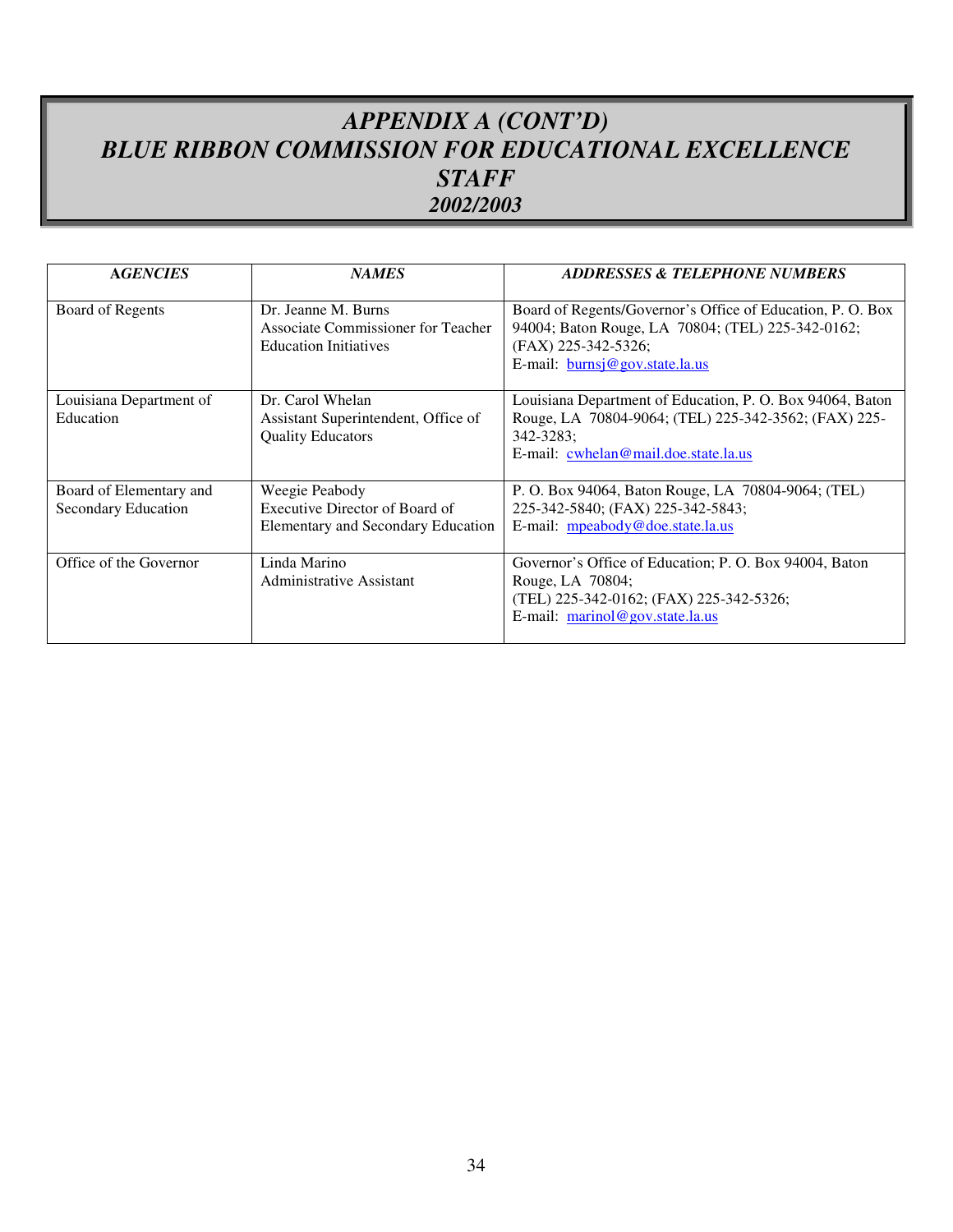# *APPENDIX A (CONT'D)*
# *BLUE RIBBON COMMISSION FOR EDUCATIONAL EXCELLENCE STAFF*
## *2002/2003*

| *AGENCIES* | *NAMES* | *ADDRESSES & TELEPHONE NUMBERS* |
|---|---|---|
| Board of Regents | Dr. Jeanne M. Burns<br>Associate Commissioner for Teacher Education Initiatives | Board of Regents/Governor's Office of Education, P. O. Box 94004; Baton Rouge, LA 70804; (TEL) 225-342-0162; (FAX) 225-342-5326;<br>E-mail: burnsj@gov.state.la.us |
| Louisiana Department of Education | Dr. Carol Whelan<br>Assistant Superintendent, Office of Quality Educators | Louisiana Department of Education, P. O. Box 94064, Baton Rouge, LA 70804-9064; (TEL) 225-342-3562; (FAX) 225-342-3283;<br>E-mail: cwhelan@mail.doe.state.la.us |
| Board of Elementary and Secondary Education | Weegie Peabody<br>Executive Director of Board of Elementary and Secondary Education | P. O. Box 94064, Baton Rouge, LA 70804-9064; (TEL) 225-342-5840; (FAX) 225-342-5843;<br>E-mail: mpeabody@doe.state.la.us |
| Office of the Governor | Linda Marino<br>Administrative Assistant | Governor's Office of Education; P. O. Box 94004, Baton Rouge, LA 70804;<br>(TEL) 225-342-0162; (FAX) 225-342-5326;<br>E-mail: marinol@gov.state.la.us |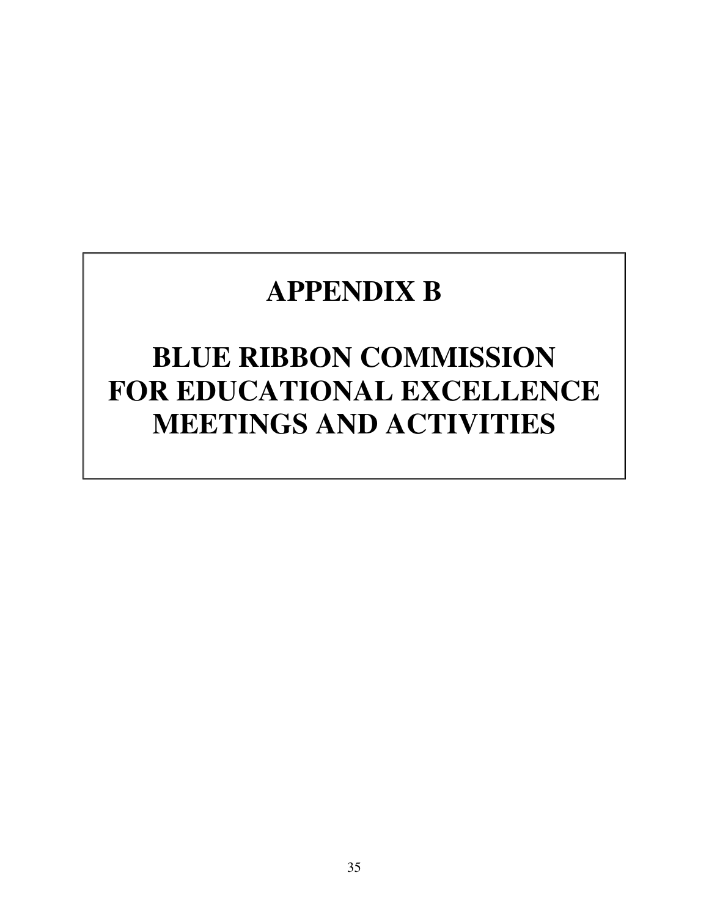# APPENDIX B

# BLUE RIBBON COMMISSION FOR EDUCATIONAL EXCELLENCE MEETINGS AND ACTIVITIES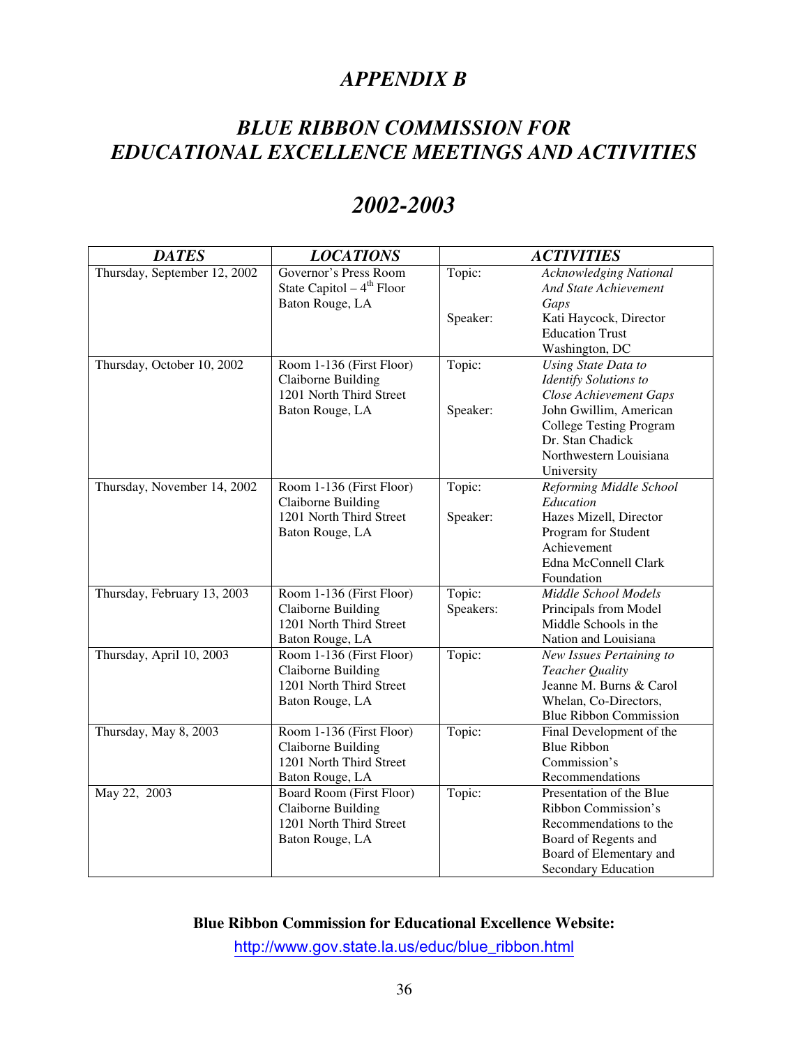# *APPENDIX B*

# *BLUE RIBBON COMMISSION FOR EDUCATIONAL EXCELLENCE MEETINGS AND ACTIVITIES*

# *2002-2003*

| ***DATES*** | ***LOCATIONS*** | ***ACTIVITIES*** | |
|---|---|---|---|
| Thursday, September 12, 2002 | Governor's Press Room<br>State Capitol – 4th Floor<br>Baton Rouge, LA | Topic:<br><br><br>Speaker: | *Acknowledging National And State Achievement Gaps*<br>Kati Haycock, Director<br>Education Trust<br>Washington, DC |
| Thursday, October 10, 2002 | Room 1-136 (First Floor)<br>Claiborne Building<br>1201 North Third Street<br>Baton Rouge, LA | Topic:<br><br><br>Speaker: | *Using State Data to Identify Solutions to Close Achievement Gaps*<br>John Gwillim, American College Testing Program<br>Dr. Stan Chadick<br>Northwestern Louisiana University |
| Thursday, November 14, 2002 | Room 1-136 (First Floor)<br>Claiborne Building<br>1201 North Third Street<br>Baton Rouge, LA | Topic:<br><br>Speaker: | *Reforming Middle School Education*<br>Hazes Mizell, Director<br>Program for Student Achievement<br>Edna McConnell Clark Foundation |
| Thursday, February 13, 2003 | Room 1-136 (First Floor)<br>Claiborne Building<br>1201 North Third Street<br>Baton Rouge, LA | Topic:<br>Speakers: | *Middle School Models*<br>Principals from Model Middle Schools in the Nation and Louisiana |
| Thursday, April 10, 2003 | Room 1-136 (First Floor)<br>Claiborne Building<br>1201 North Third Street<br>Baton Rouge, LA | Topic: | *New Issues Pertaining to Teacher Quality*<br>Jeanne M. Burns & Carol Whelan, Co-Directors,<br>Blue Ribbon Commission |
| Thursday, May 8, 2003 | Room 1-136 (First Floor)<br>Claiborne Building<br>1201 North Third Street<br>Baton Rouge, LA | Topic: | Final Development of the Blue Ribbon Commission's Recommendations |
| May 22, 2003 | Board Room (First Floor)<br>Claiborne Building<br>1201 North Third Street<br>Baton Rouge, LA | Topic: | Presentation of the Blue Ribbon Commission's Recommendations to the Board of Regents and Board of Elementary and Secondary Education |

**Blue Ribbon Commission for Educational Excellence Website:**

http://www.gov.state.la.us/educ/blue_ribbon.html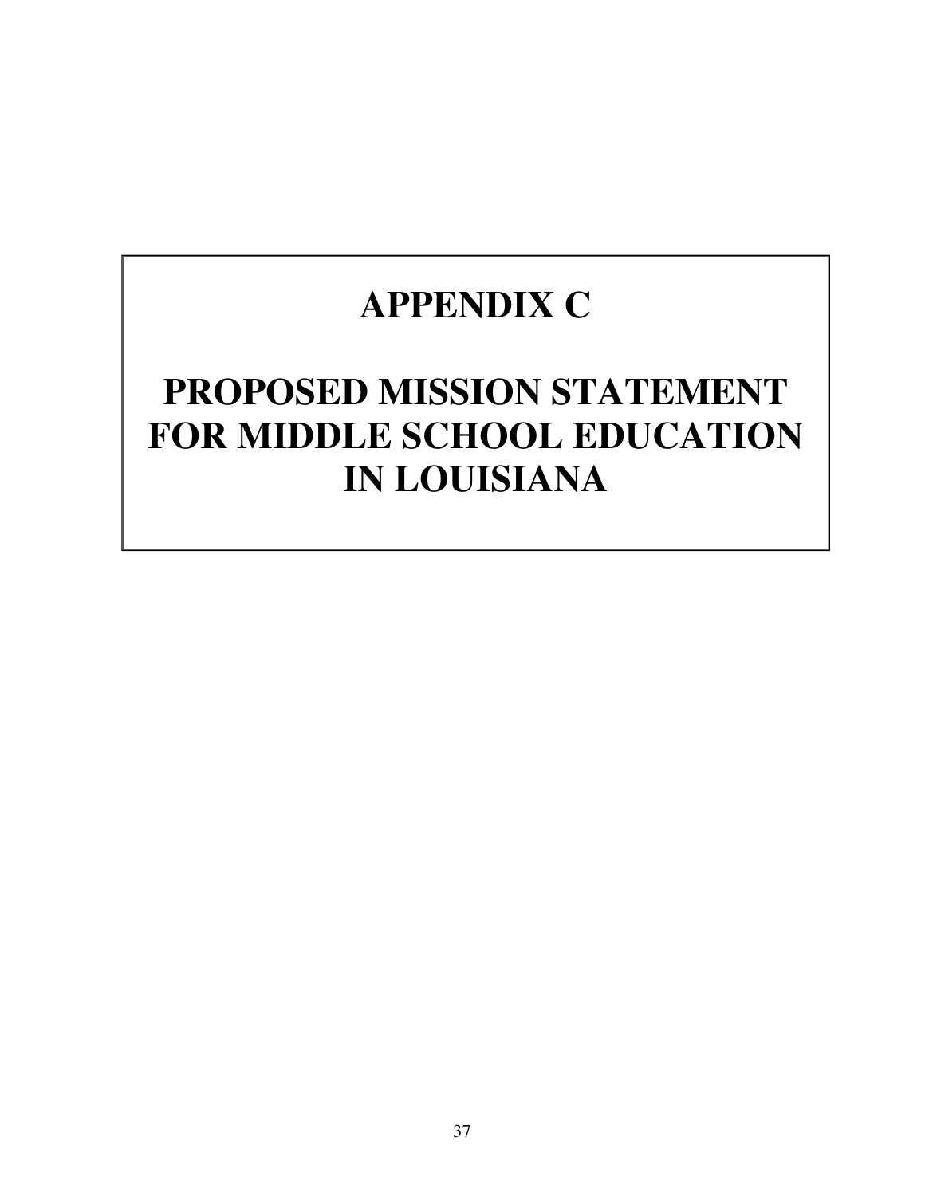# APPENDIX C

# PROPOSED MISSION STATEMENT FOR MIDDLE SCHOOL EDUCATION IN LOUISIANA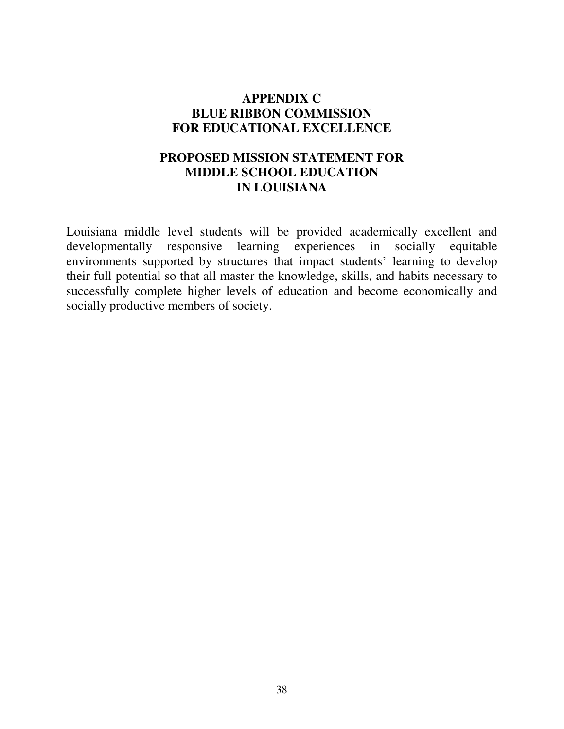# APPENDIX C
# BLUE RIBBON COMMISSION FOR EDUCATIONAL EXCELLENCE

## PROPOSED MISSION STATEMENT FOR MIDDLE SCHOOL EDUCATION IN LOUISIANA

Louisiana middle level students will be provided academically excellent and developmentally responsive learning experiences in socially equitable environments supported by structures that impact students' learning to develop their full potential so that all master the knowledge, skills, and habits necessary to successfully complete higher levels of education and become economically and socially productive members of society.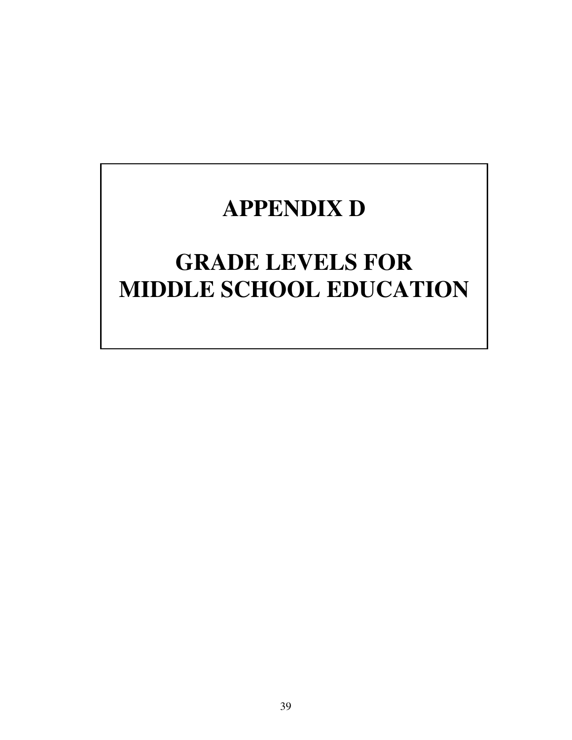# APPENDIX D

# GRADE LEVELS FOR MIDDLE SCHOOL EDUCATION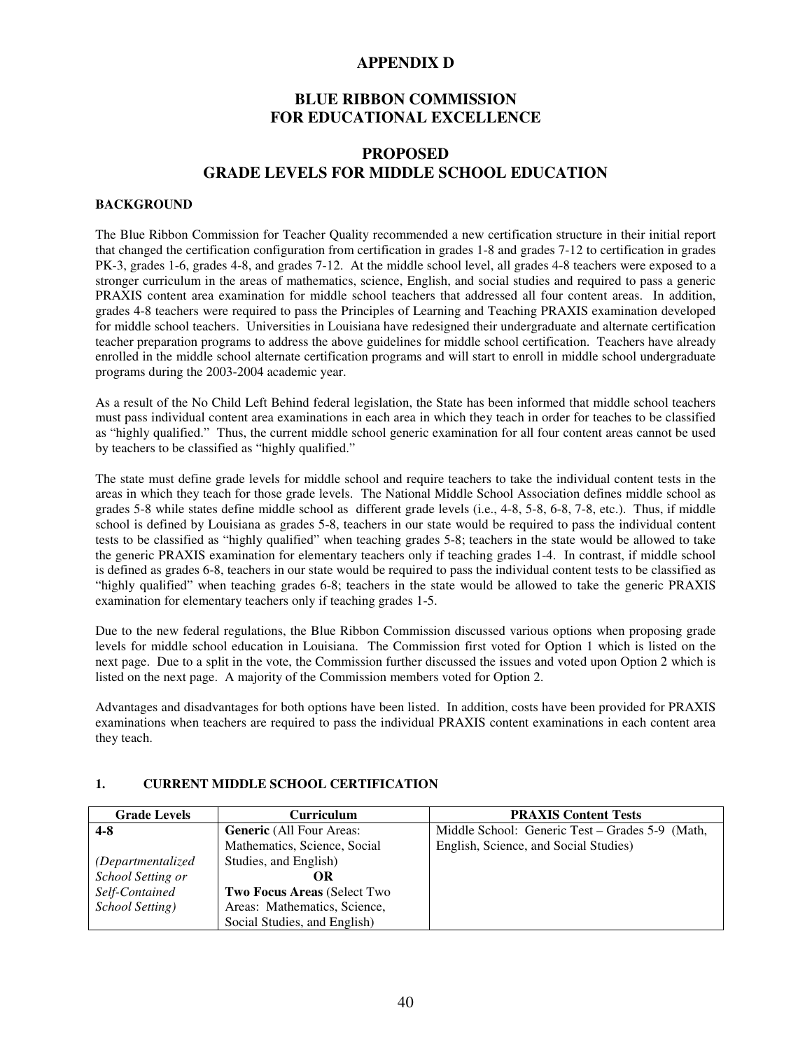# APPENDIX D

## BLUE RIBBON COMMISSION FOR EDUCATIONAL EXCELLENCE

## PROPOSED GRADE LEVELS FOR MIDDLE SCHOOL EDUCATION

### BACKGROUND

The Blue Ribbon Commission for Teacher Quality recommended a new certification structure in their initial report that changed the certification configuration from certification in grades 1-8 and grades 7-12 to certification in grades PK-3, grades 1-6, grades 4-8, and grades 7-12. At the middle school level, all grades 4-8 teachers were exposed to a stronger curriculum in the areas of mathematics, science, English, and social studies and required to pass a generic PRAXIS content area examination for middle school teachers that addressed all four content areas. In addition, grades 4-8 teachers were required to pass the Principles of Learning and Teaching PRAXIS examination developed for middle school teachers. Universities in Louisiana have redesigned their undergraduate and alternate certification teacher preparation programs to address the above guidelines for middle school certification. Teachers have already enrolled in the middle school alternate certification programs and will start to enroll in middle school undergraduate programs during the 2003-2004 academic year.

As a result of the No Child Left Behind federal legislation, the State has been informed that middle school teachers must pass individual content area examinations in each area in which they teach in order for teaches to be classified as "highly qualified." Thus, the current middle school generic examination for all four content areas cannot be used by teachers to be classified as "highly qualified."

The state must define grade levels for middle school and require teachers to take the individual content tests in the areas in which they teach for those grade levels. The National Middle School Association defines middle school as grades 5-8 while states define middle school as different grade levels (i.e., 4-8, 5-8, 6-8, 7-8, etc.). Thus, if middle school is defined by Louisiana as grades 5-8, teachers in our state would be required to pass the individual content tests to be classified as "highly qualified" when teaching grades 5-8; teachers in the state would be allowed to take the generic PRAXIS examination for elementary teachers only if teaching grades 1-4. In contrast, if middle school is defined as grades 6-8, teachers in our state would be required to pass the individual content tests to be classified as "highly qualified" when teaching grades 6-8; teachers in the state would be allowed to take the generic PRAXIS examination for elementary teachers only if teaching grades 1-5.

Due to the new federal regulations, the Blue Ribbon Commission discussed various options when proposing grade levels for middle school education in Louisiana. The Commission first voted for Option 1 which is listed on the next page. Due to a split in the vote, the Commission further discussed the issues and voted upon Option 2 which is listed on the next page. A majority of the Commission members voted for Option 2.

Advantages and disadvantages for both options have been listed. In addition, costs have been provided for PRAXIS examinations when teachers are required to pass the individual PRAXIS content examinations in each content area they teach.

### 1. CURRENT MIDDLE SCHOOL CERTIFICATION

| Grade Levels | Curriculum | PRAXIS Content Tests |
|---|---|---|
| **4-8**<br><br>*(Departmentalized School Setting or Self-Contained School Setting)* | **Generic** (All Four Areas: Mathematics, Science, Social Studies, and English)<br>**OR**<br>**Two Focus Areas** (Select Two Areas: Mathematics, Science, Social Studies, and English) | Middle School: Generic Test – Grades 5-9 (Math, English, Science, and Social Studies) |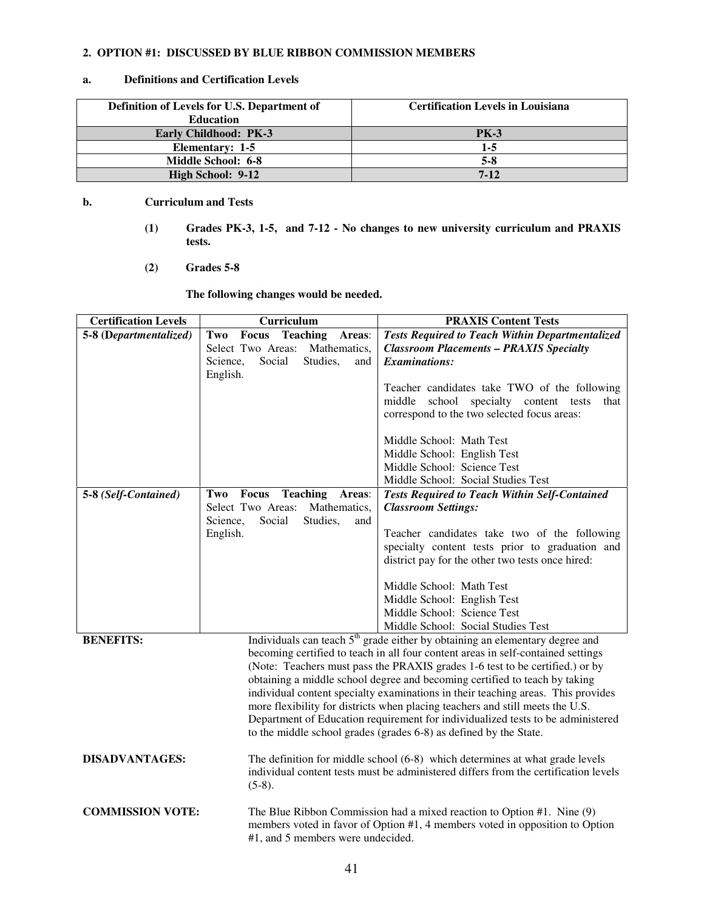## 2. OPTION #1: DISCUSSED BY BLUE RIBBON COMMISSION MEMBERS

### a. Definitions and Certification Levels

| Definition of Levels for U.S. Department of Education | Certification Levels in Louisiana |
|---|---|
| **Early Childhood: PK-3** | **PK-3** |
| **Elementary: 1-5** | **1-5** |
| **Middle School: 6-8** | **5-8** |
| **High School: 9-12** | **7-12** |

### b. Curriculum and Tests

**(1) Grades PK-3, 1-5, and 7-12 - No changes to new university curriculum and PRAXIS tests.**

**(2) Grades 5-8**

**The following changes would be needed.**

| Certification Levels | Curriculum | PRAXIS Content Tests |
|---|---|---|
| **5-8 (*Departmentalized*)** | **Two Focus Teaching Areas**: Select Two Areas: Mathematics, Science, Social Studies, and English. | ***Tests Required to Teach Within Departmentalized Classroom Placements – PRAXIS Specialty Examinations:*** <br><br> Teacher candidates take TWO of the following middle school specialty content tests that correspond to the two selected focus areas: <br><br> Middle School: Math Test <br> Middle School: English Test <br> Middle School: Science Test <br> Middle School: Social Studies Test |
| **5-8 *(Self-Contained)*** | **Two Focus Teaching Areas**: Select Two Areas: Mathematics, Science, Social Studies, and English. | ***Tests Required to Teach Within Self-Contained Classroom Settings:*** <br><br> Teacher candidates take two of the following specialty content tests prior to graduation and district pay for the other two tests once hired: <br><br> Middle School: Math Test <br> Middle School: English Test <br> Middle School: Science Test <br> Middle School: Social Studies Test |

**BENEFITS:** Individuals can teach 5th grade either by obtaining an elementary degree and becoming certified to teach in all four content areas in self-contained settings (Note: Teachers must pass the PRAXIS grades 1-6 test to be certified.) or by obtaining a middle school degree and becoming certified to teach by taking individual content specialty examinations in their teaching areas. This provides more flexibility for districts when placing teachers and still meets the U.S. Department of Education requirement for individualized tests to be administered to the middle school grades (grades 6-8) as defined by the State.

**DISADVANTAGES:** The definition for middle school (6-8) which determines at what grade levels individual content tests must be administered differs from the certification levels (5-8).

**COMMISSION VOTE:** The Blue Ribbon Commission had a mixed reaction to Option #1. Nine (9) members voted in favor of Option #1, 4 members voted in opposition to Option #1, and 5 members were undecided.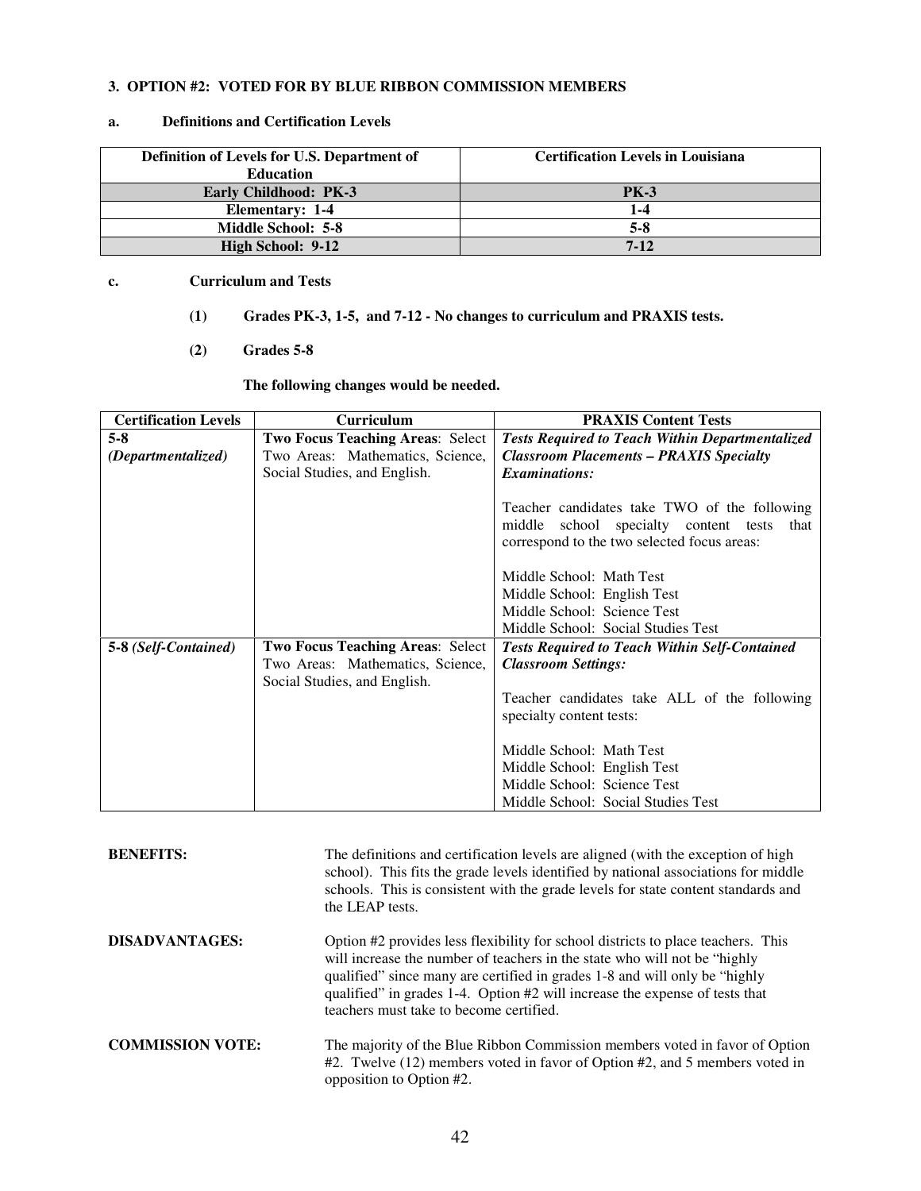### 3. OPTION #2: VOTED FOR BY BLUE RIBBON COMMISSION MEMBERS

#### a. Definitions and Certification Levels

| Definition of Levels for U.S. Department of Education | Certification Levels in Louisiana |
|---|---|
| **Early Childhood: PK-3** | **PK-3** |
| **Elementary: 1-4** | **1-4** |
| **Middle School: 5-8** | **5-8** |
| **High School: 9-12** | **7-12** |

#### c. Curriculum and Tests

**(1) Grades PK-3, 1-5, and 7-12 - No changes to curriculum and PRAXIS tests.**

**(2) Grades 5-8**

**The following changes would be needed.**

| Certification Levels | Curriculum | PRAXIS Content Tests |
|---|---|---|
| **5-8** ***(Departmentalized)*** | **Two Focus Teaching Areas**: Select Two Areas: Mathematics, Science, Social Studies, and English. | ***Tests Required to Teach Within Departmentalized Classroom Placements – PRAXIS Specialty Examinations:*** <br><br> Teacher candidates take TWO of the following middle school specialty content tests that correspond to the two selected focus areas: <br><br> Middle School: Math Test <br> Middle School: English Test <br> Middle School: Science Test <br> Middle School: Social Studies Test |
| **5-8** ***(Self-Contained)*** | **Two Focus Teaching Areas**: Select Two Areas: Mathematics, Science, Social Studies, and English. | ***Tests Required to Teach Within Self-Contained Classroom Settings:*** <br><br> Teacher candidates take ALL of the following specialty content tests: <br><br> Middle School: Math Test <br> Middle School: English Test <br> Middle School: Science Test <br> Middle School: Social Studies Test |

**BENEFITS:** The definitions and certification levels are aligned (with the exception of high school). This fits the grade levels identified by national associations for middle schools. This is consistent with the grade levels for state content standards and the LEAP tests.

**DISADVANTAGES:** Option #2 provides less flexibility for school districts to place teachers. This will increase the number of teachers in the state who will not be "highly qualified" since many are certified in grades 1-8 and will only be "highly qualified" in grades 1-4. Option #2 will increase the expense of tests that teachers must take to become certified.

**COMMISSION VOTE:** The majority of the Blue Ribbon Commission members voted in favor of Option #2. Twelve (12) members voted in favor of Option #2, and 5 members voted in opposition to Option #2.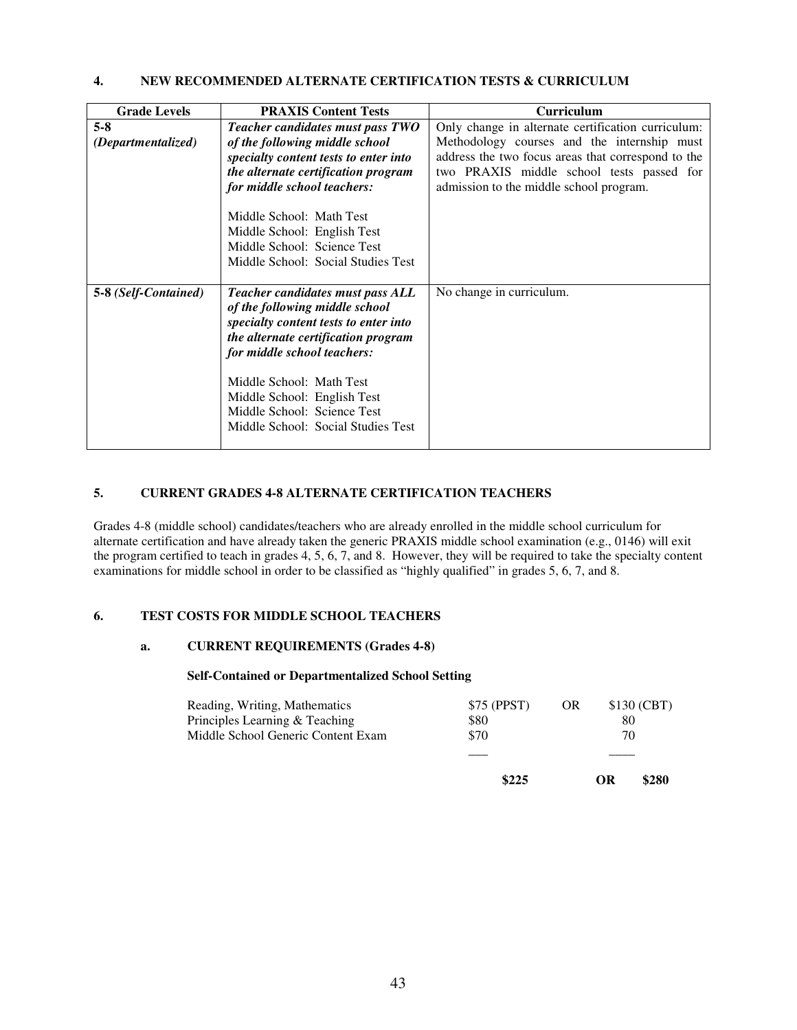## 4. NEW RECOMMENDED ALTERNATE CERTIFICATION TESTS & CURRICULUM

| Grade Levels | PRAXIS Content Tests | Curriculum |
|---|---|---|
| **5-8** ***(Departmentalized)*** | ***Teacher candidates must pass TWO of the following middle school specialty content tests to enter into the alternate certification program for middle school teachers:***<br><br>Middle School: Math Test<br>Middle School: English Test<br>Middle School: Science Test<br>Middle School: Social Studies Test | Only change in alternate certification curriculum: Methodology courses and the internship must address the two focus areas that correspond to the two PRAXIS middle school tests passed for admission to the middle school program. |
| **5-8 *(Self-Contained)*** | ***Teacher candidates must pass ALL of the following middle school specialty content tests to enter into the alternate certification program for middle school teachers:***<br><br>Middle School: Math Test<br>Middle School: English Test<br>Middle School: Science Test<br>Middle School: Social Studies Test | No change in curriculum. |

## 5. CURRENT GRADES 4-8 ALTERNATE CERTIFICATION TEACHERS

Grades 4-8 (middle school) candidates/teachers who are already enrolled in the middle school curriculum for alternate certification and have already taken the generic PRAXIS middle school examination (e.g., 0146) will exit the program certified to teach in grades 4, 5, 6, 7, and 8. However, they will be required to take the specialty content examinations for middle school in order to be classified as "highly qualified" in grades 5, 6, 7, and 8.

## 6. TEST COSTS FOR MIDDLE SCHOOL TEACHERS

### a. CURRENT REQUIREMENTS (Grades 4-8)

**Self-Contained or Departmentalized School Setting**

| | | | |
|---|---|---|---|
| Reading, Writing, Mathematics | $75 (PPST) | OR | $130 (CBT) |
| Principles Learning & Teaching | $80 | | 80 |
| Middle School Generic Content Exam | $70 | | 70 |
| | **$225** | **OR** | **$280** |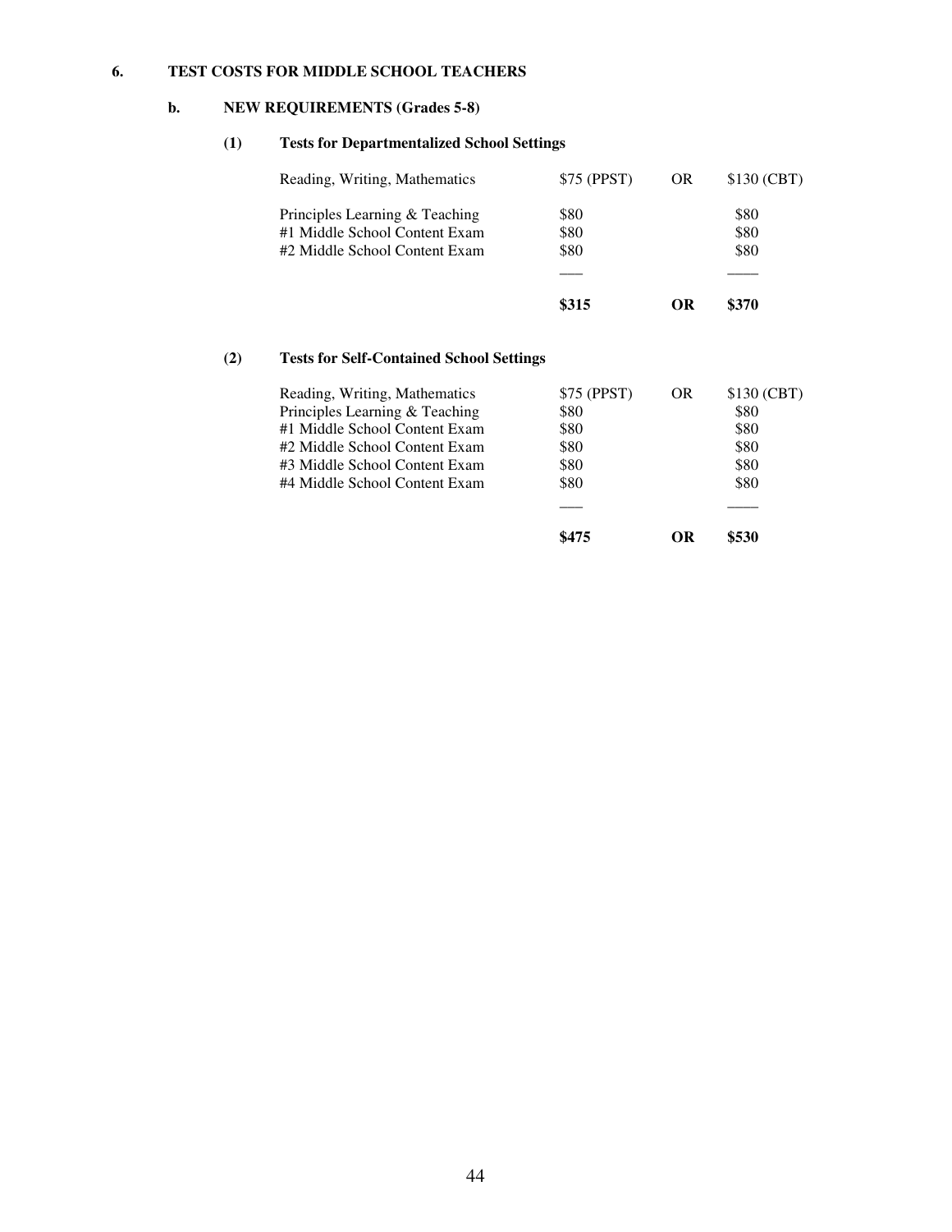**6. TEST COSTS FOR MIDDLE SCHOOL TEACHERS**

**b. NEW REQUIREMENTS (Grades 5-8)**

**(1) Tests for Departmentalized School Settings**

| | | | |
|---|---|---|---|
| Reading, Writing, Mathematics | $75 (PPST) | OR | $130 (CBT) |
| Principles Learning & Teaching | $80 | | $80 |
| #1 Middle School Content Exam | $80 | | $80 |
| #2 Middle School Content Exam | $80 | | $80 |
| | **$315** | **OR** | **$370** |

**(2) Tests for Self-Contained School Settings**

| | | | |
|---|---|---|---|
| Reading, Writing, Mathematics | $75 (PPST) | OR | $130 (CBT) |
| Principles Learning & Teaching | $80 | | $80 |
| #1 Middle School Content Exam | $80 | | $80 |
| #2 Middle School Content Exam | $80 | | $80 |
| #3 Middle School Content Exam | $80 | | $80 |
| #4 Middle School Content Exam | $80 | | $80 |
| | **$475** | **OR** | **$530** |